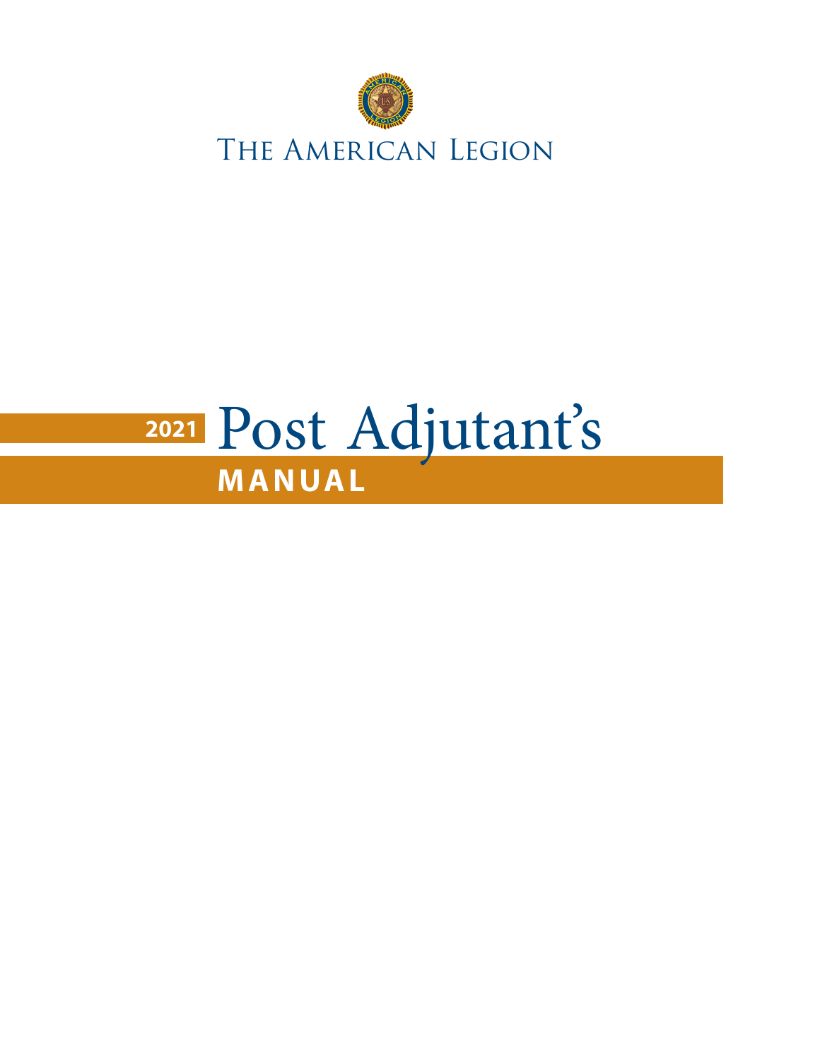The American Legion

# 2021 Post Adjutant's MANUAL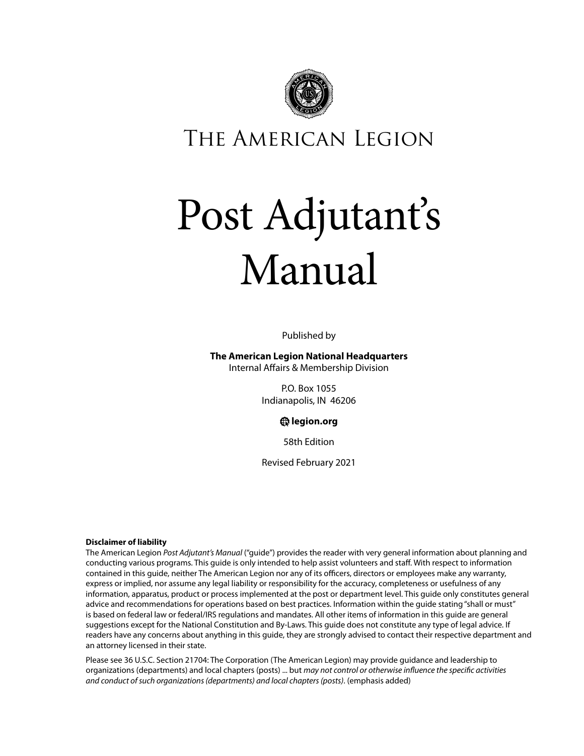# The American Legion

# Post Adjutant's Manual

Published by

**The American Legion National Headquarters**
Internal Affairs & Membership Division

P.O. Box 1055
Indianapolis, IN 46206

**legion.org**

58th Edition

Revised February 2021

**Disclaimer of liability**
The American Legion *Post Adjutant's Manual* ("guide") provides the reader with very general information about planning and conducting various programs. This guide is only intended to help assist volunteers and staff. With respect to information contained in this guide, neither The American Legion nor any of its officers, directors or employees make any warranty, express or implied, nor assume any legal liability or responsibility for the accuracy, completeness or usefulness of any information, apparatus, product or process implemented at the post or department level. This guide only constitutes general advice and recommendations for operations based on best practices. Information within the guide stating "shall or must" is based on federal law or federal/IRS regulations and mandates. All other items of information in this guide are general suggestions except for the National Constitution and By-Laws. This guide does not constitute any type of legal advice. If readers have any concerns about anything in this guide, they are strongly advised to contact their respective department and an attorney licensed in their state.

Please see 36 U.S.C. Section 21704: The Corporation (The American Legion) may provide guidance and leadership to organizations (departments) and local chapters (posts) ... but *may not control or otherwise influence the specific activities and conduct of such organizations (departments) and local chapters (posts)*. (emphasis added)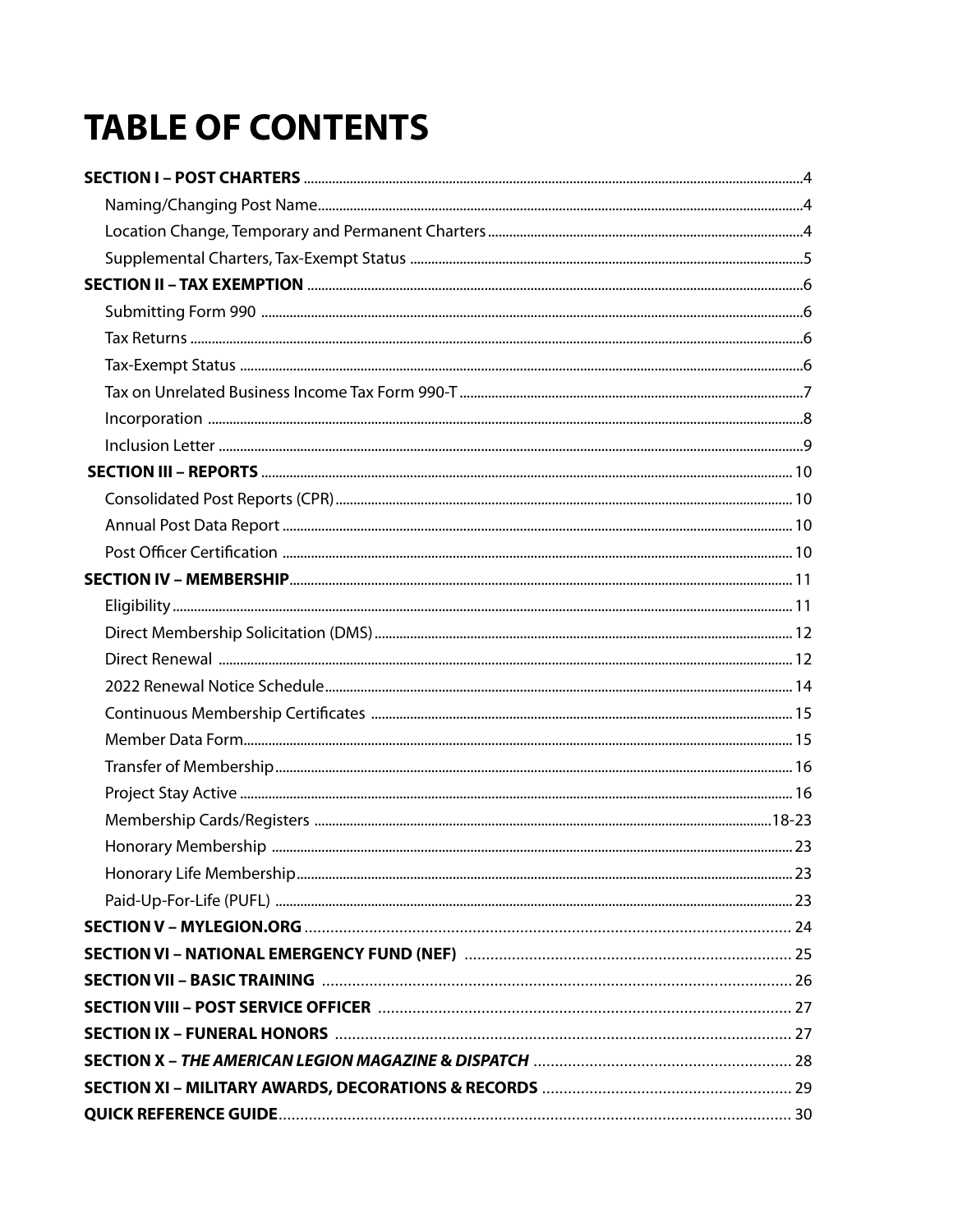# TABLE OF CONTENTS

**SECTION I – POST CHARTERS** .......... 4

- Naming/Changing Post Name .......... 4
- Location Change, Temporary and Permanent Charters .......... 4
- Supplemental Charters, Tax-Exempt Status .......... 5

**SECTION II – TAX EXEMPTION** .......... 6

- Submitting Form 990 .......... 6
- Tax Returns .......... 6
- Tax-Exempt Status .......... 6
- Tax on Unrelated Business Income Tax Form 990-T .......... 7
- Incorporation .......... 8
- Inclusion Letter .......... 9

**SECTION III – REPORTS** .......... 10

- Consolidated Post Reports (CPR) .......... 10
- Annual Post Data Report .......... 10
- Post Officer Certification .......... 10

**SECTION IV – MEMBERSHIP** .......... 11

- Eligibility .......... 11
- Direct Membership Solicitation (DMS) .......... 12
- Direct Renewal .......... 12
- 2022 Renewal Notice Schedule .......... 14
- Continuous Membership Certificates .......... 15
- Member Data Form .......... 15
- Transfer of Membership .......... 16
- Project Stay Active .......... 16
- Membership Cards/Registers .......... 18-23
- Honorary Membership .......... 23
- Honorary Life Membership .......... 23
- Paid-Up-For-Life (PUFL) .......... 23

**SECTION V – MYLEGION.ORG** .......... 24

**SECTION VI – NATIONAL EMERGENCY FUND (NEF)** .......... 25

**SECTION VII – BASIC TRAINING** .......... 26

**SECTION VIII – POST SERVICE OFFICER** .......... 27

**SECTION IX – FUNERAL HONORS** .......... 27

**SECTION X – *THE AMERICAN LEGION MAGAZINE* & *DISPATCH*** .......... 28

**SECTION XI – MILITARY AWARDS, DECORATIONS & RECORDS** .......... 29

**QUICK REFERENCE GUIDE** .......... 30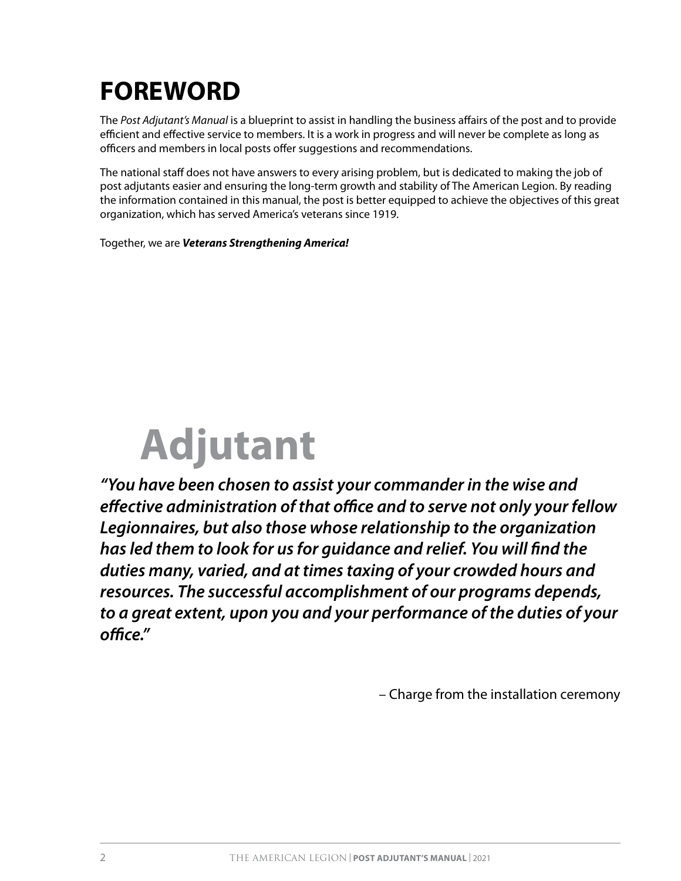# FOREWORD

The *Post Adjutant's Manual* is a blueprint to assist in handling the business affairs of the post and to provide efficient and effective service to members. It is a work in progress and will never be complete as long as officers and members in local posts offer suggestions and recommendations.

The national staff does not have answers to every arising problem, but is dedicated to making the job of post adjutants easier and ensuring the long-term growth and stability of The American Legion. By reading the information contained in this manual, the post is better equipped to achieve the objectives of this great organization, which has served America's veterans since 1919.

Together, we are ***Veterans Strengthening America!***

# Adjutant

***"You have been chosen to assist your commander in the wise and effective administration of that office and to serve not only your fellow Legionnaires, but also those whose relationship to the organization has led them to look for us for guidance and relief. You will find the duties many, varied, and at times taxing of your crowded hours and resources. The successful accomplishment of our programs depends, to a great extent, upon you and your performance of the duties of your office."***

– Charge from the installation ceremony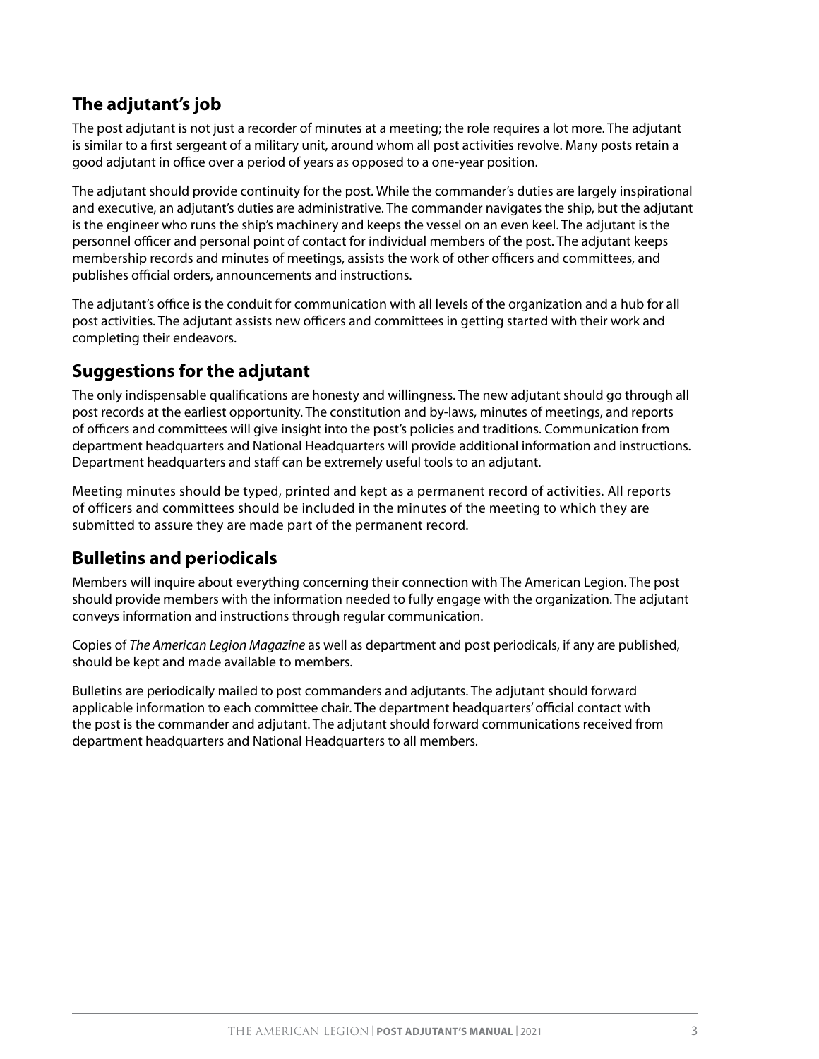## The adjutant's job

The post adjutant is not just a recorder of minutes at a meeting; the role requires a lot more. The adjutant is similar to a first sergeant of a military unit, around whom all post activities revolve. Many posts retain a good adjutant in office over a period of years as opposed to a one-year position.

The adjutant should provide continuity for the post. While the commander's duties are largely inspirational and executive, an adjutant's duties are administrative. The commander navigates the ship, but the adjutant is the engineer who runs the ship's machinery and keeps the vessel on an even keel. The adjutant is the personnel officer and personal point of contact for individual members of the post. The adjutant keeps membership records and minutes of meetings, assists the work of other officers and committees, and publishes official orders, announcements and instructions.

The adjutant's office is the conduit for communication with all levels of the organization and a hub for all post activities. The adjutant assists new officers and committees in getting started with their work and completing their endeavors.

## Suggestions for the adjutant

The only indispensable qualifications are honesty and willingness. The new adjutant should go through all post records at the earliest opportunity. The constitution and by-laws, minutes of meetings, and reports of officers and committees will give insight into the post's policies and traditions. Communication from department headquarters and National Headquarters will provide additional information and instructions. Department headquarters and staff can be extremely useful tools to an adjutant.

Meeting minutes should be typed, printed and kept as a permanent record of activities. All reports of officers and committees should be included in the minutes of the meeting to which they are submitted to assure they are made part of the permanent record.

## Bulletins and periodicals

Members will inquire about everything concerning their connection with The American Legion. The post should provide members with the information needed to fully engage with the organization. The adjutant conveys information and instructions through regular communication.

Copies of *The American Legion Magazine* as well as department and post periodicals, if any are published, should be kept and made available to members.

Bulletins are periodically mailed to post commanders and adjutants. The adjutant should forward applicable information to each committee chair. The department headquarters' official contact with the post is the commander and adjutant. The adjutant should forward communications received from department headquarters and National Headquarters to all members.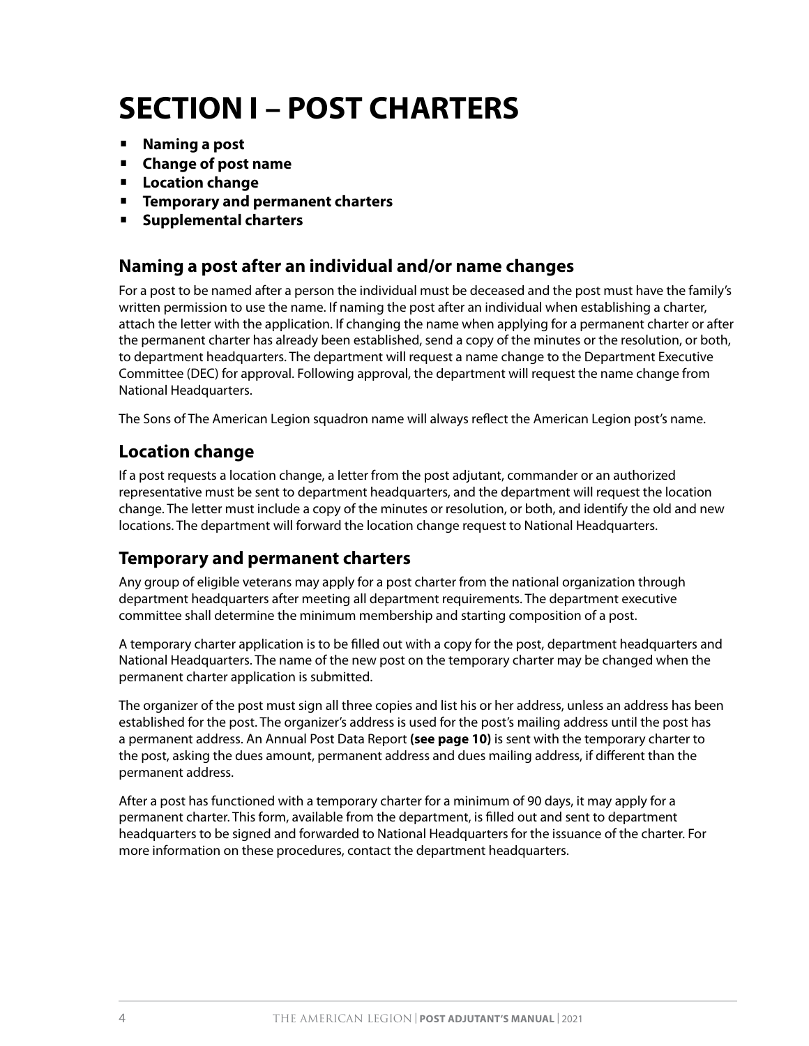# SECTION I – POST CHARTERS

- **Naming a post**
- **Change of post name**
- **Location change**
- **Temporary and permanent charters**
- **Supplemental charters**

## Naming a post after an individual and/or name changes

For a post to be named after a person the individual must be deceased and the post must have the family's written permission to use the name. If naming the post after an individual when establishing a charter, attach the letter with the application. If changing the name when applying for a permanent charter or after the permanent charter has already been established, send a copy of the minutes or the resolution, or both, to department headquarters. The department will request a name change to the Department Executive Committee (DEC) for approval. Following approval, the department will request the name change from National Headquarters.

The Sons of The American Legion squadron name will always reflect the American Legion post's name.

## Location change

If a post requests a location change, a letter from the post adjutant, commander or an authorized representative must be sent to department headquarters, and the department will request the location change. The letter must include a copy of the minutes or resolution, or both, and identify the old and new locations. The department will forward the location change request to National Headquarters.

## Temporary and permanent charters

Any group of eligible veterans may apply for a post charter from the national organization through department headquarters after meeting all department requirements. The department executive committee shall determine the minimum membership and starting composition of a post.

A temporary charter application is to be filled out with a copy for the post, department headquarters and National Headquarters. The name of the new post on the temporary charter may be changed when the permanent charter application is submitted.

The organizer of the post must sign all three copies and list his or her address, unless an address has been established for the post. The organizer's address is used for the post's mailing address until the post has a permanent address. An Annual Post Data Report **(see page 10)** is sent with the temporary charter to the post, asking the dues amount, permanent address and dues mailing address, if different than the permanent address.

After a post has functioned with a temporary charter for a minimum of 90 days, it may apply for a permanent charter. This form, available from the department, is filled out and sent to department headquarters to be signed and forwarded to National Headquarters for the issuance of the charter. For more information on these procedures, contact the department headquarters.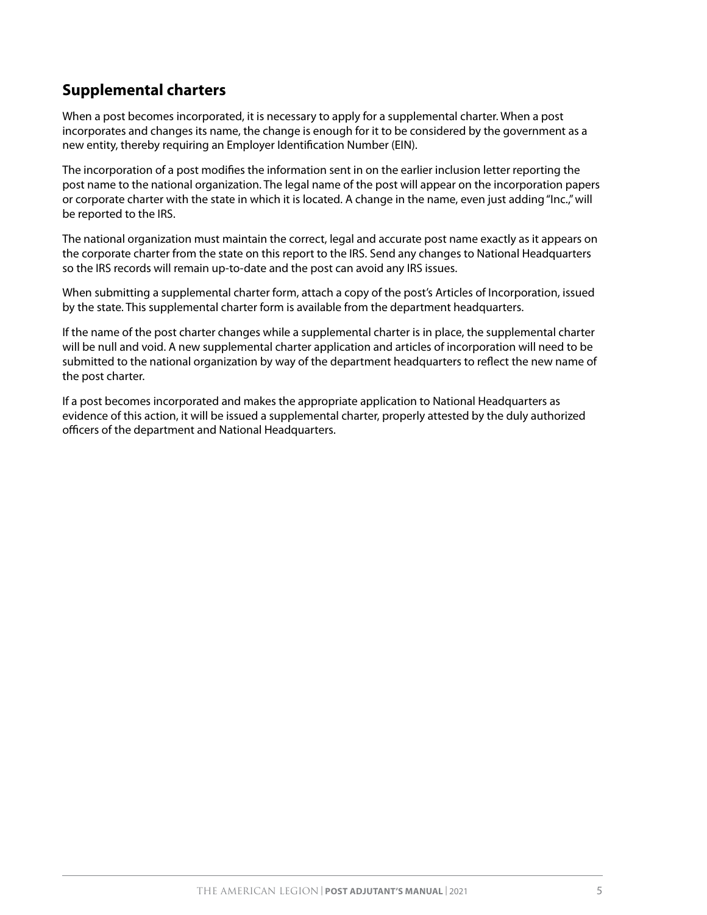## Supplemental charters

When a post becomes incorporated, it is necessary to apply for a supplemental charter. When a post incorporates and changes its name, the change is enough for it to be considered by the government as a new entity, thereby requiring an Employer Identification Number (EIN).

The incorporation of a post modifies the information sent in on the earlier inclusion letter reporting the post name to the national organization. The legal name of the post will appear on the incorporation papers or corporate charter with the state in which it is located. A change in the name, even just adding "Inc.," will be reported to the IRS.

The national organization must maintain the correct, legal and accurate post name exactly as it appears on the corporate charter from the state on this report to the IRS. Send any changes to National Headquarters so the IRS records will remain up-to-date and the post can avoid any IRS issues.

When submitting a supplemental charter form, attach a copy of the post's Articles of Incorporation, issued by the state. This supplemental charter form is available from the department headquarters.

If the name of the post charter changes while a supplemental charter is in place, the supplemental charter will be null and void. A new supplemental charter application and articles of incorporation will need to be submitted to the national organization by way of the department headquarters to reflect the new name of the post charter.

If a post becomes incorporated and makes the appropriate application to National Headquarters as evidence of this action, it will be issued a supplemental charter, properly attested by the duly authorized officers of the department and National Headquarters.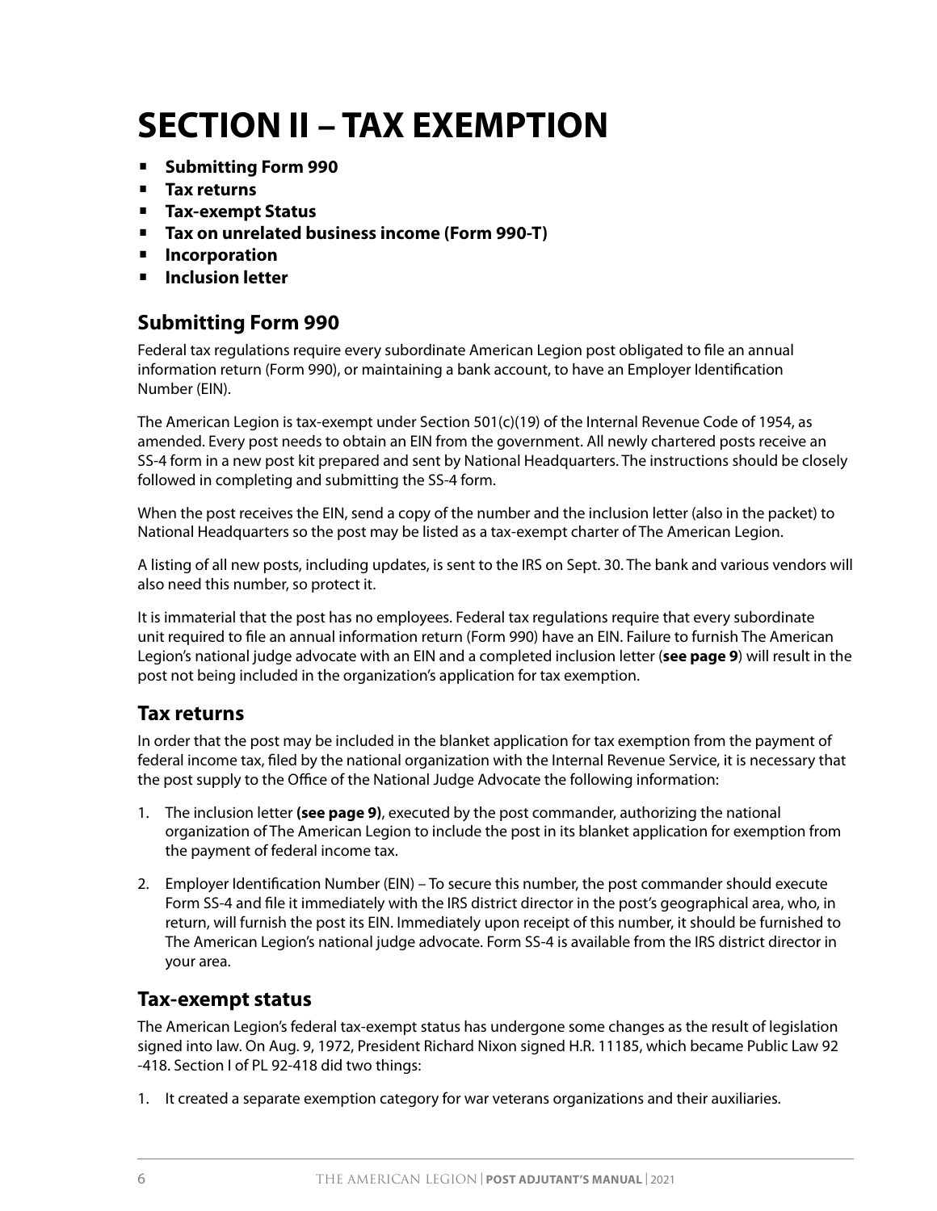# SECTION II – TAX EXEMPTION

- **Submitting Form 990**
- **Tax returns**
- **Tax-exempt Status**
- **Tax on unrelated business income (Form 990-T)**
- **Incorporation**
- **Inclusion letter**

## Submitting Form 990

Federal tax regulations require every subordinate American Legion post obligated to file an annual information return (Form 990), or maintaining a bank account, to have an Employer Identification Number (EIN).

The American Legion is tax-exempt under Section 501(c)(19) of the Internal Revenue Code of 1954, as amended. Every post needs to obtain an EIN from the government. All newly chartered posts receive an SS-4 form in a new post kit prepared and sent by National Headquarters. The instructions should be closely followed in completing and submitting the SS-4 form.

When the post receives the EIN, send a copy of the number and the inclusion letter (also in the packet) to National Headquarters so the post may be listed as a tax-exempt charter of The American Legion.

A listing of all new posts, including updates, is sent to the IRS on Sept. 30. The bank and various vendors will also need this number, so protect it.

It is immaterial that the post has no employees. Federal tax regulations require that every subordinate unit required to file an annual information return (Form 990) have an EIN. Failure to furnish The American Legion's national judge advocate with an EIN and a completed inclusion letter (**see page 9**) will result in the post not being included in the organization's application for tax exemption.

## Tax returns

In order that the post may be included in the blanket application for tax exemption from the payment of federal income tax, filed by the national organization with the Internal Revenue Service, it is necessary that the post supply to the Office of the National Judge Advocate the following information:

1. The inclusion letter **(see page 9)**, executed by the post commander, authorizing the national organization of The American Legion to include the post in its blanket application for exemption from the payment of federal income tax.
2. Employer Identification Number (EIN) – To secure this number, the post commander should execute Form SS-4 and file it immediately with the IRS district director in the post's geographical area, who, in return, will furnish the post its EIN. Immediately upon receipt of this number, it should be furnished to The American Legion's national judge advocate. Form SS-4 is available from the IRS district director in your area.

## Tax-exempt status

The American Legion's federal tax-exempt status has undergone some changes as the result of legislation signed into law. On Aug. 9, 1972, President Richard Nixon signed H.R. 11185, which became Public Law 92 -418. Section I of PL 92-418 did two things:

1. It created a separate exemption category for war veterans organizations and their auxiliaries.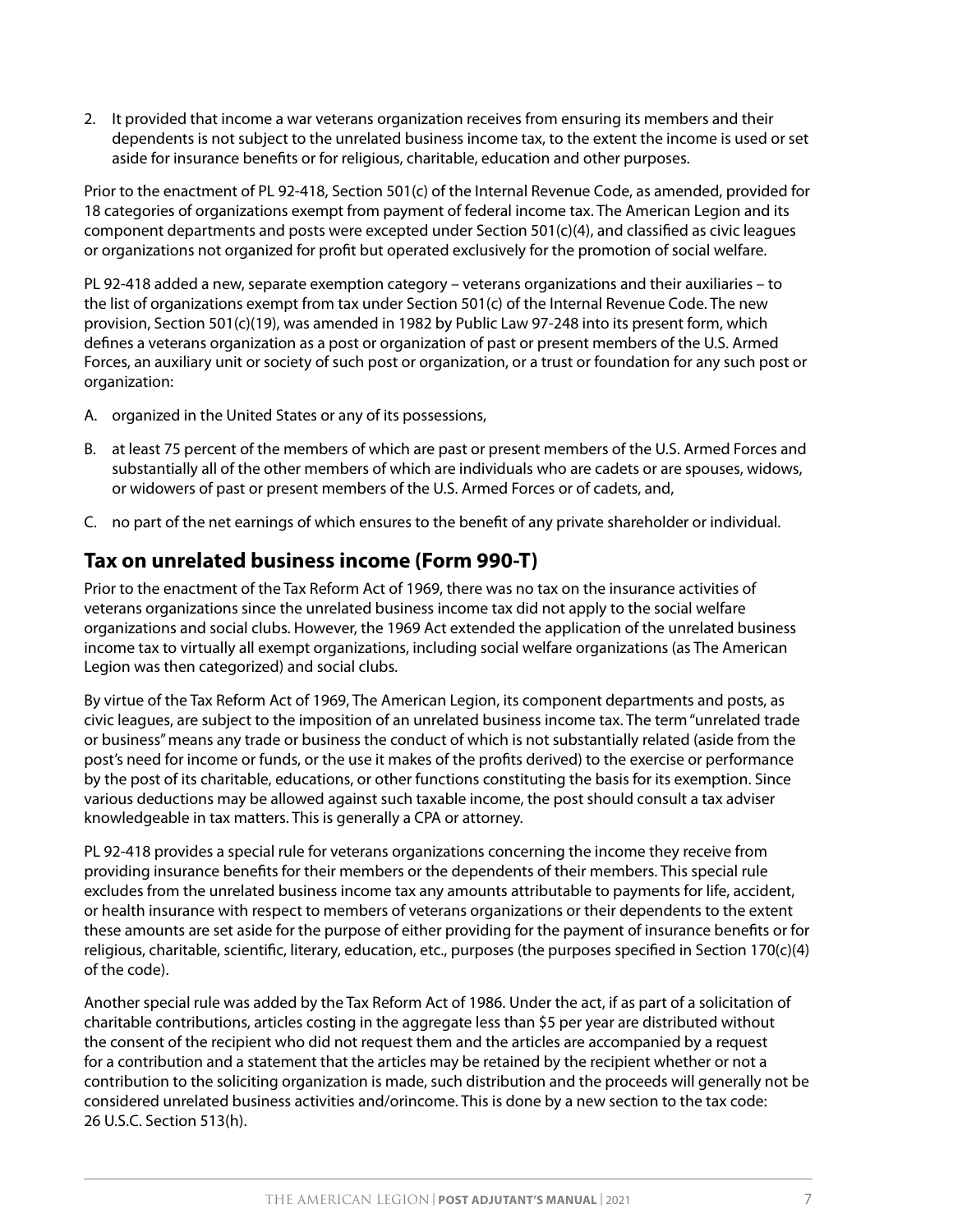2. It provided that income a war veterans organization receives from ensuring its members and their dependents is not subject to the unrelated business income tax, to the extent the income is used or set aside for insurance benefits or for religious, charitable, education and other purposes.

Prior to the enactment of PL 92-418, Section 501(c) of the Internal Revenue Code, as amended, provided for 18 categories of organizations exempt from payment of federal income tax. The American Legion and its component departments and posts were excepted under Section 501(c)(4), and classified as civic leagues or organizations not organized for profit but operated exclusively for the promotion of social welfare.

PL 92-418 added a new, separate exemption category – veterans organizations and their auxiliaries – to the list of organizations exempt from tax under Section 501(c) of the Internal Revenue Code. The new provision, Section 501(c)(19), was amended in 1982 by Public Law 97-248 into its present form, which defines a veterans organization as a post or organization of past or present members of the U.S. Armed Forces, an auxiliary unit or society of such post or organization, or a trust or foundation for any such post or organization:

A. organized in the United States or any of its possessions,

B. at least 75 percent of the members of which are past or present members of the U.S. Armed Forces and substantially all of the other members of which are individuals who are cadets or are spouses, widows, or widowers of past or present members of the U.S. Armed Forces or of cadets, and,

C. no part of the net earnings of which ensures to the benefit of any private shareholder or individual.

## Tax on unrelated business income (Form 990-T)

Prior to the enactment of the Tax Reform Act of 1969, there was no tax on the insurance activities of veterans organizations since the unrelated business income tax did not apply to the social welfare organizations and social clubs. However, the 1969 Act extended the application of the unrelated business income tax to virtually all exempt organizations, including social welfare organizations (as The American Legion was then categorized) and social clubs.

By virtue of the Tax Reform Act of 1969, The American Legion, its component departments and posts, as civic leagues, are subject to the imposition of an unrelated business income tax. The term "unrelated trade or business" means any trade or business the conduct of which is not substantially related (aside from the post's need for income or funds, or the use it makes of the profits derived) to the exercise or performance by the post of its charitable, educations, or other functions constituting the basis for its exemption. Since various deductions may be allowed against such taxable income, the post should consult a tax adviser knowledgeable in tax matters. This is generally a CPA or attorney.

PL 92-418 provides a special rule for veterans organizations concerning the income they receive from providing insurance benefits for their members or the dependents of their members. This special rule excludes from the unrelated business income tax any amounts attributable to payments for life, accident, or health insurance with respect to members of veterans organizations or their dependents to the extent these amounts are set aside for the purpose of either providing for the payment of insurance benefits or for religious, charitable, scientific, literary, education, etc., purposes (the purposes specified in Section 170(c)(4) of the code).

Another special rule was added by the Tax Reform Act of 1986. Under the act, if as part of a solicitation of charitable contributions, articles costing in the aggregate less than $5 per year are distributed without the consent of the recipient who did not request them and the articles are accompanied by a request for a contribution and a statement that the articles may be retained by the recipient whether or not a contribution to the soliciting organization is made, such distribution and the proceeds will generally not be considered unrelated business activities and/orincome. This is done by a new section to the tax code: 26 U.S.C. Section 513(h).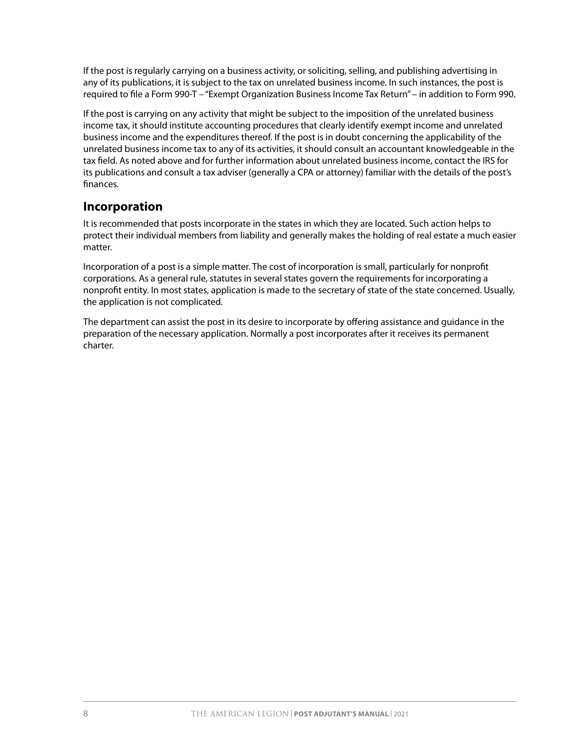If the post is regularly carrying on a business activity, or soliciting, selling, and publishing advertising in any of its publications, it is subject to the tax on unrelated business income. In such instances, the post is required to file a Form 990-T – "Exempt Organization Business Income Tax Return" – in addition to Form 990.

If the post is carrying on any activity that might be subject to the imposition of the unrelated business income tax, it should institute accounting procedures that clearly identify exempt income and unrelated business income and the expenditures thereof. If the post is in doubt concerning the applicability of the unrelated business income tax to any of its activities, it should consult an accountant knowledgeable in the tax field. As noted above and for further information about unrelated business income, contact the IRS for its publications and consult a tax adviser (generally a CPA or attorney) familiar with the details of the post's finances.

## Incorporation

It is recommended that posts incorporate in the states in which they are located. Such action helps to protect their individual members from liability and generally makes the holding of real estate a much easier matter.

Incorporation of a post is a simple matter. The cost of incorporation is small, particularly for nonprofit corporations. As a general rule, statutes in several states govern the requirements for incorporating a nonprofit entity. In most states, application is made to the secretary of state of the state concerned. Usually, the application is not complicated.

The department can assist the post in its desire to incorporate by offering assistance and guidance in the preparation of the necessary application. Normally a post incorporates after it receives its permanent charter.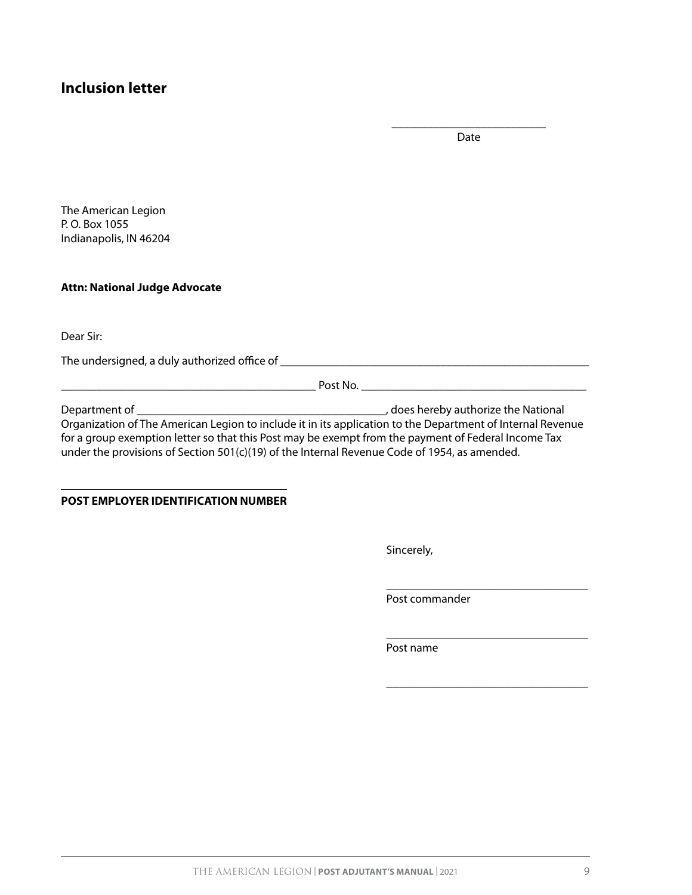## Inclusion letter

\_\_\_\_\_\_\_\_\_\_\_\_\_\_\_\_\_\_\_\_\_\_\_\_\_\_
Date

The American Legion
P. O. Box 1055
Indianapolis, IN 46204

**Attn: National Judge Advocate**

Dear Sir:

The undersigned, a duly authorized office of \_\_\_\_\_\_\_\_\_\_\_\_\_\_\_\_\_\_\_\_\_\_\_\_\_\_\_\_\_\_\_\_\_\_\_\_\_\_\_\_\_\_\_\_\_\_\_\_\_\_\_\_\_\_

\_\_\_\_\_\_\_\_\_\_\_\_\_\_\_\_\_\_\_\_\_\_\_\_\_\_\_\_\_\_\_\_\_\_\_\_\_\_\_\_\_\_\_\_ Post No. \_\_\_\_\_\_\_\_\_\_\_\_\_\_\_\_\_\_\_\_\_\_\_\_\_\_\_\_\_\_\_\_\_\_\_\_\_\_\_\_

Department of \_\_\_\_\_\_\_\_\_\_\_\_\_\_\_\_\_\_\_\_\_\_\_\_\_\_\_\_\_\_\_\_\_\_\_\_\_\_\_\_\_\_\_, does hereby authorize the National Organization of The American Legion to include it in its application to the Department of Internal Revenue for a group exemption letter so that this Post may be exempt from the payment of Federal Income Tax under the provisions of Section 501(c)(19) of the Internal Revenue Code of 1954, as amended.

\_\_\_\_\_\_\_\_\_\_\_\_\_\_\_\_\_\_\_\_\_\_\_\_\_\_\_\_\_\_\_\_\_\_\_\_\_\_\_\_
**POST EMPLOYER IDENTIFICATION NUMBER**

Sincerely,

\_\_\_\_\_\_\_\_\_\_\_\_\_\_\_\_\_\_\_\_\_\_\_\_\_\_\_\_\_\_\_\_\_\_\_
Post commander

\_\_\_\_\_\_\_\_\_\_\_\_\_\_\_\_\_\_\_\_\_\_\_\_\_\_\_\_\_\_\_\_\_\_\_
Post name

\_\_\_\_\_\_\_\_\_\_\_\_\_\_\_\_\_\_\_\_\_\_\_\_\_\_\_\_\_\_\_\_\_\_\_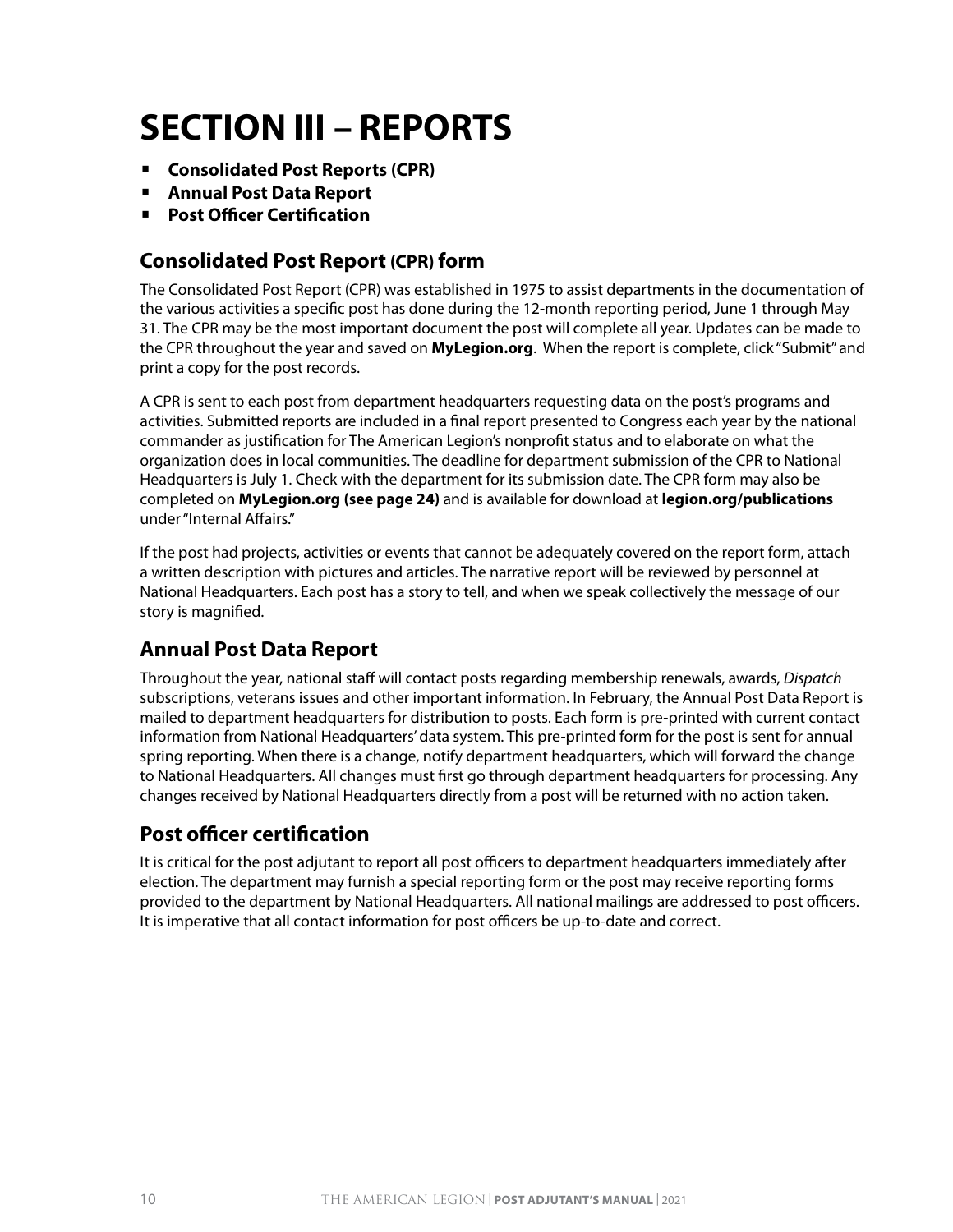# SECTION III – REPORTS

- **Consolidated Post Reports (CPR)**
- **Annual Post Data Report**
- **Post Officer Certification**

## Consolidated Post Report (CPR) form

The Consolidated Post Report (CPR) was established in 1975 to assist departments in the documentation of the various activities a specific post has done during the 12-month reporting period, June 1 through May 31. The CPR may be the most important document the post will complete all year. Updates can be made to the CPR throughout the year and saved on **MyLegion.org**. When the report is complete, click "Submit" and print a copy for the post records.

A CPR is sent to each post from department headquarters requesting data on the post's programs and activities. Submitted reports are included in a final report presented to Congress each year by the national commander as justification for The American Legion's nonprofit status and to elaborate on what the organization does in local communities. The deadline for department submission of the CPR to National Headquarters is July 1. Check with the department for its submission date. The CPR form may also be completed on **MyLegion.org (see page 24)** and is available for download at **legion.org/publications** under "Internal Affairs."

If the post had projects, activities or events that cannot be adequately covered on the report form, attach a written description with pictures and articles. The narrative report will be reviewed by personnel at National Headquarters. Each post has a story to tell, and when we speak collectively the message of our story is magnified.

## Annual Post Data Report

Throughout the year, national staff will contact posts regarding membership renewals, awards, *Dispatch* subscriptions, veterans issues and other important information. In February, the Annual Post Data Report is mailed to department headquarters for distribution to posts. Each form is pre-printed with current contact information from National Headquarters' data system. This pre-printed form for the post is sent for annual spring reporting. When there is a change, notify department headquarters, which will forward the change to National Headquarters. All changes must first go through department headquarters for processing. Any changes received by National Headquarters directly from a post will be returned with no action taken.

## Post officer certification

It is critical for the post adjutant to report all post officers to department headquarters immediately after election. The department may furnish a special reporting form or the post may receive reporting forms provided to the department by National Headquarters. All national mailings are addressed to post officers. It is imperative that all contact information for post officers be up-to-date and correct.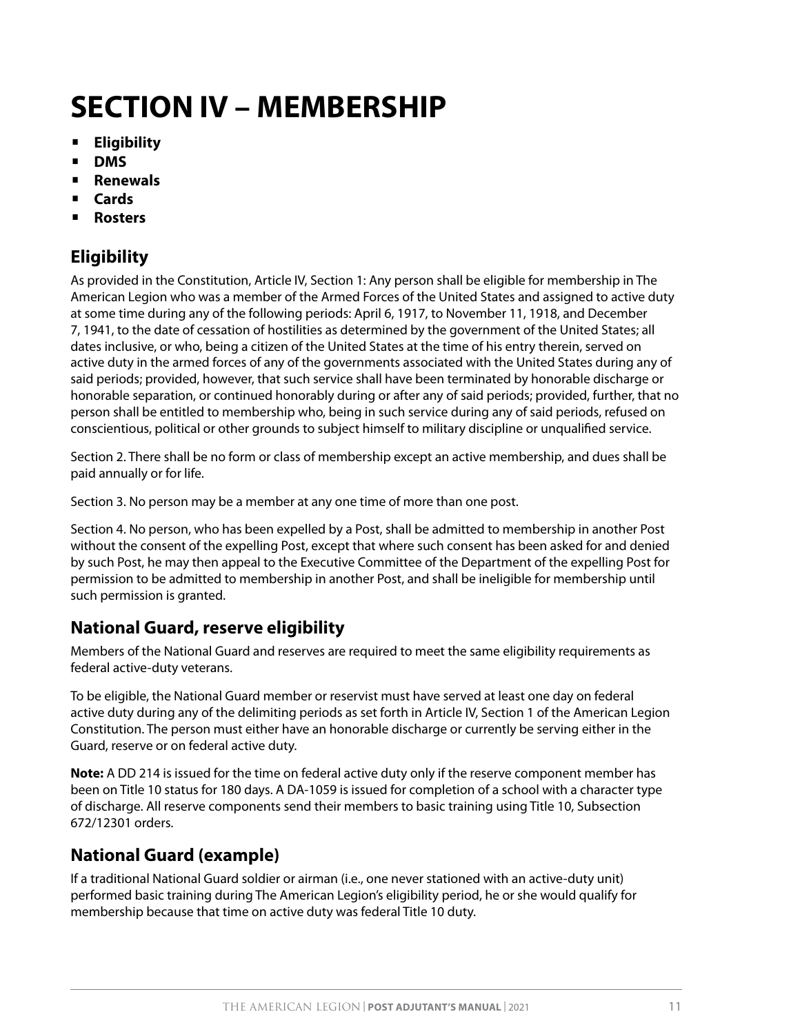# SECTION IV – MEMBERSHIP

- **Eligibility**
- **DMS**
- **Renewals**
- **Cards**
- **Rosters**

## Eligibility

As provided in the Constitution, Article IV, Section 1: Any person shall be eligible for membership in The American Legion who was a member of the Armed Forces of the United States and assigned to active duty at some time during any of the following periods: April 6, 1917, to November 11, 1918, and December 7, 1941, to the date of cessation of hostilities as determined by the government of the United States; all dates inclusive, or who, being a citizen of the United States at the time of his entry therein, served on active duty in the armed forces of any of the governments associated with the United States during any of said periods; provided, however, that such service shall have been terminated by honorable discharge or honorable separation, or continued honorably during or after any of said periods; provided, further, that no person shall be entitled to membership who, being in such service during any of said periods, refused on conscientious, political or other grounds to subject himself to military discipline or unqualified service.

Section 2. There shall be no form or class of membership except an active membership, and dues shall be paid annually or for life.

Section 3. No person may be a member at any one time of more than one post.

Section 4. No person, who has been expelled by a Post, shall be admitted to membership in another Post without the consent of the expelling Post, except that where such consent has been asked for and denied by such Post, he may then appeal to the Executive Committee of the Department of the expelling Post for permission to be admitted to membership in another Post, and shall be ineligible for membership until such permission is granted.

## National Guard, reserve eligibility

Members of the National Guard and reserves are required to meet the same eligibility requirements as federal active-duty veterans.

To be eligible, the National Guard member or reservist must have served at least one day on federal active duty during any of the delimiting periods as set forth in Article IV, Section 1 of the American Legion Constitution. The person must either have an honorable discharge or currently be serving either in the Guard, reserve or on federal active duty.

**Note:** A DD 214 is issued for the time on federal active duty only if the reserve component member has been on Title 10 status for 180 days. A DA-1059 is issued for completion of a school with a character type of discharge. All reserve components send their members to basic training using Title 10, Subsection 672/12301 orders.

## National Guard (example)

If a traditional National Guard soldier or airman (i.e., one never stationed with an active-duty unit) performed basic training during The American Legion's eligibility period, he or she would qualify for membership because that time on active duty was federal Title 10 duty.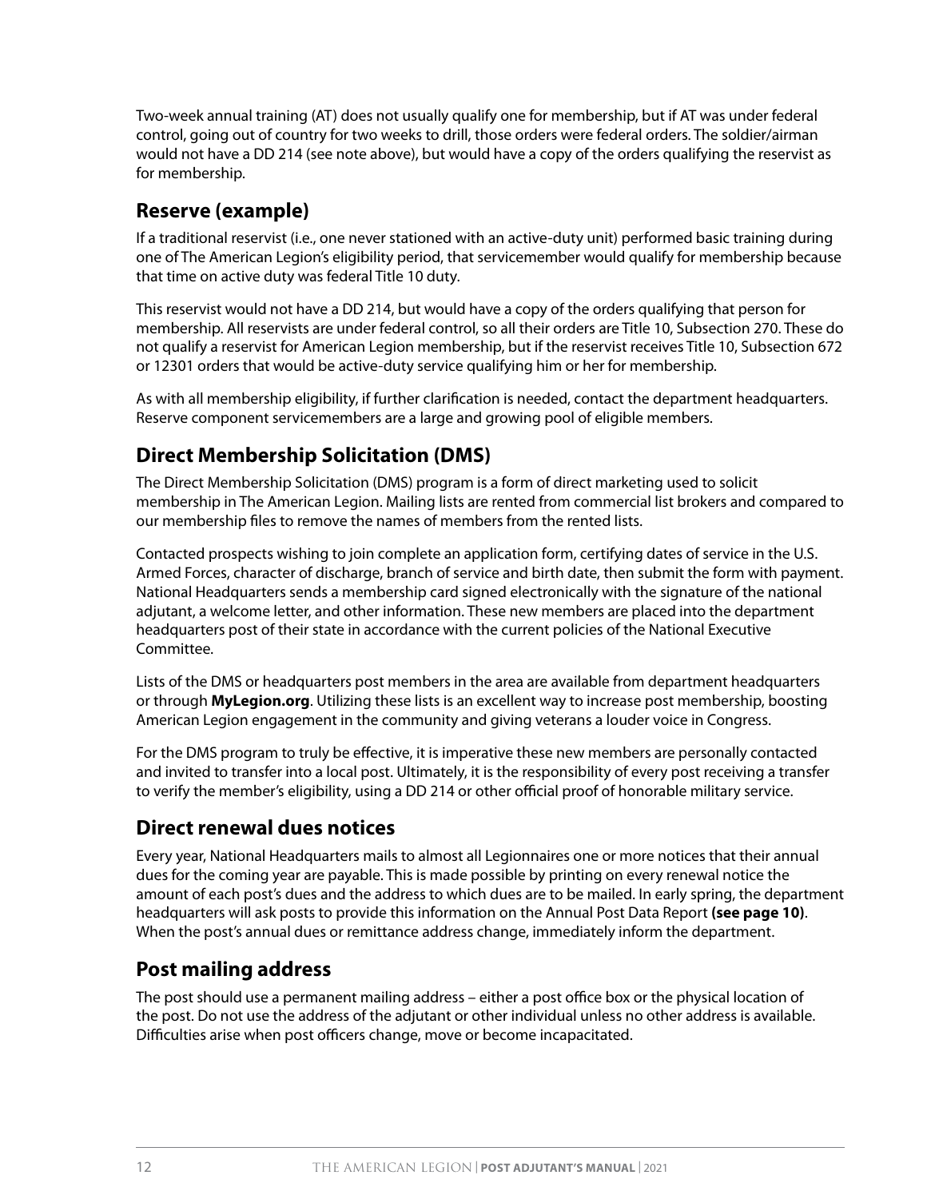Two-week annual training (AT) does not usually qualify one for membership, but if AT was under federal control, going out of country for two weeks to drill, those orders were federal orders. The soldier/airman would not have a DD 214 (see note above), but would have a copy of the orders qualifying the reservist as for membership.

## Reserve (example)

If a traditional reservist (i.e., one never stationed with an active-duty unit) performed basic training during one of The American Legion's eligibility period, that servicemember would qualify for membership because that time on active duty was federal Title 10 duty.

This reservist would not have a DD 214, but would have a copy of the orders qualifying that person for membership. All reservists are under federal control, so all their orders are Title 10, Subsection 270. These do not qualify a reservist for American Legion membership, but if the reservist receives Title 10, Subsection 672 or 12301 orders that would be active-duty service qualifying him or her for membership.

As with all membership eligibility, if further clarification is needed, contact the department headquarters. Reserve component servicemembers are a large and growing pool of eligible members.

## Direct Membership Solicitation (DMS)

The Direct Membership Solicitation (DMS) program is a form of direct marketing used to solicit membership in The American Legion. Mailing lists are rented from commercial list brokers and compared to our membership files to remove the names of members from the rented lists.

Contacted prospects wishing to join complete an application form, certifying dates of service in the U.S. Armed Forces, character of discharge, branch of service and birth date, then submit the form with payment. National Headquarters sends a membership card signed electronically with the signature of the national adjutant, a welcome letter, and other information. These new members are placed into the department headquarters post of their state in accordance with the current policies of the National Executive Committee.

Lists of the DMS or headquarters post members in the area are available from department headquarters or through **MyLegion.org**. Utilizing these lists is an excellent way to increase post membership, boosting American Legion engagement in the community and giving veterans a louder voice in Congress.

For the DMS program to truly be effective, it is imperative these new members are personally contacted and invited to transfer into a local post. Ultimately, it is the responsibility of every post receiving a transfer to verify the member's eligibility, using a DD 214 or other official proof of honorable military service.

## Direct renewal dues notices

Every year, National Headquarters mails to almost all Legionnaires one or more notices that their annual dues for the coming year are payable. This is made possible by printing on every renewal notice the amount of each post's dues and the address to which dues are to be mailed. In early spring, the department headquarters will ask posts to provide this information on the Annual Post Data Report **(see page 10)**. When the post's annual dues or remittance address change, immediately inform the department.

## Post mailing address

The post should use a permanent mailing address – either a post office box or the physical location of the post. Do not use the address of the adjutant or other individual unless no other address is available. Difficulties arise when post officers change, move or become incapacitated.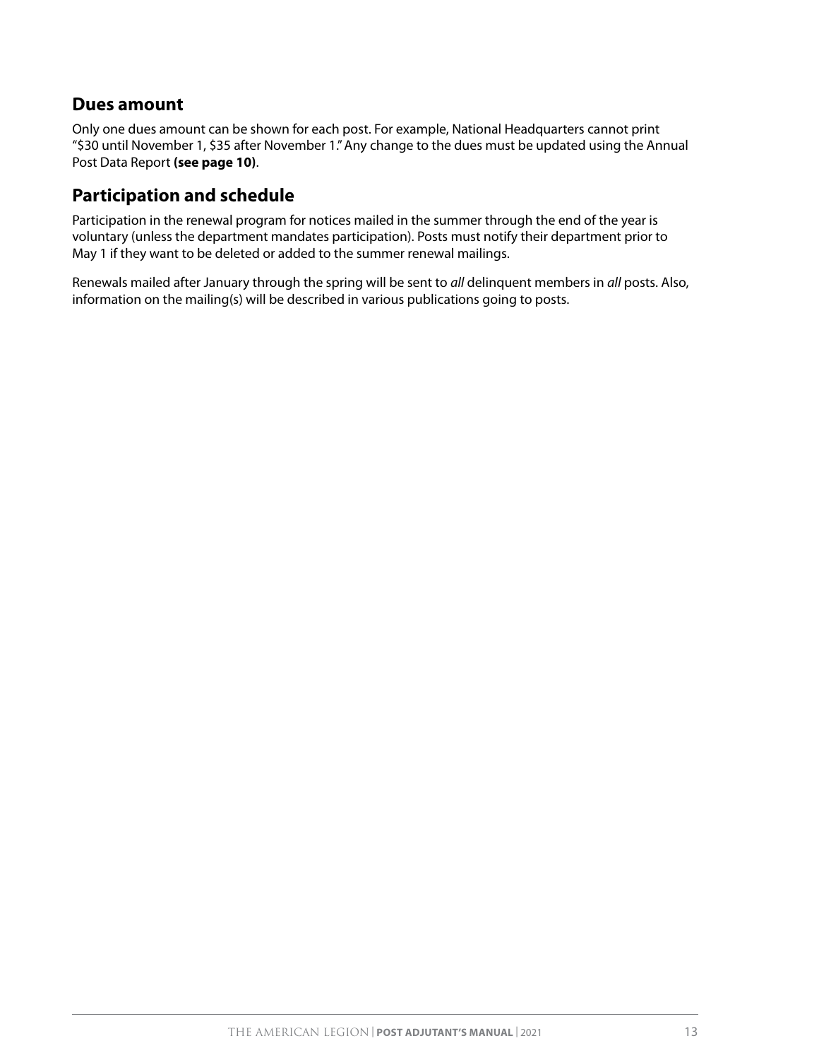## Dues amount

Only one dues amount can be shown for each post. For example, National Headquarters cannot print "$30 until November 1, $35 after November 1." Any change to the dues must be updated using the Annual Post Data Report **(see page 10)**.

## Participation and schedule

Participation in the renewal program for notices mailed in the summer through the end of the year is voluntary (unless the department mandates participation). Posts must notify their department prior to May 1 if they want to be deleted or added to the summer renewal mailings.

Renewals mailed after January through the spring will be sent to *all* delinquent members in *all* posts. Also, information on the mailing(s) will be described in various publications going to posts.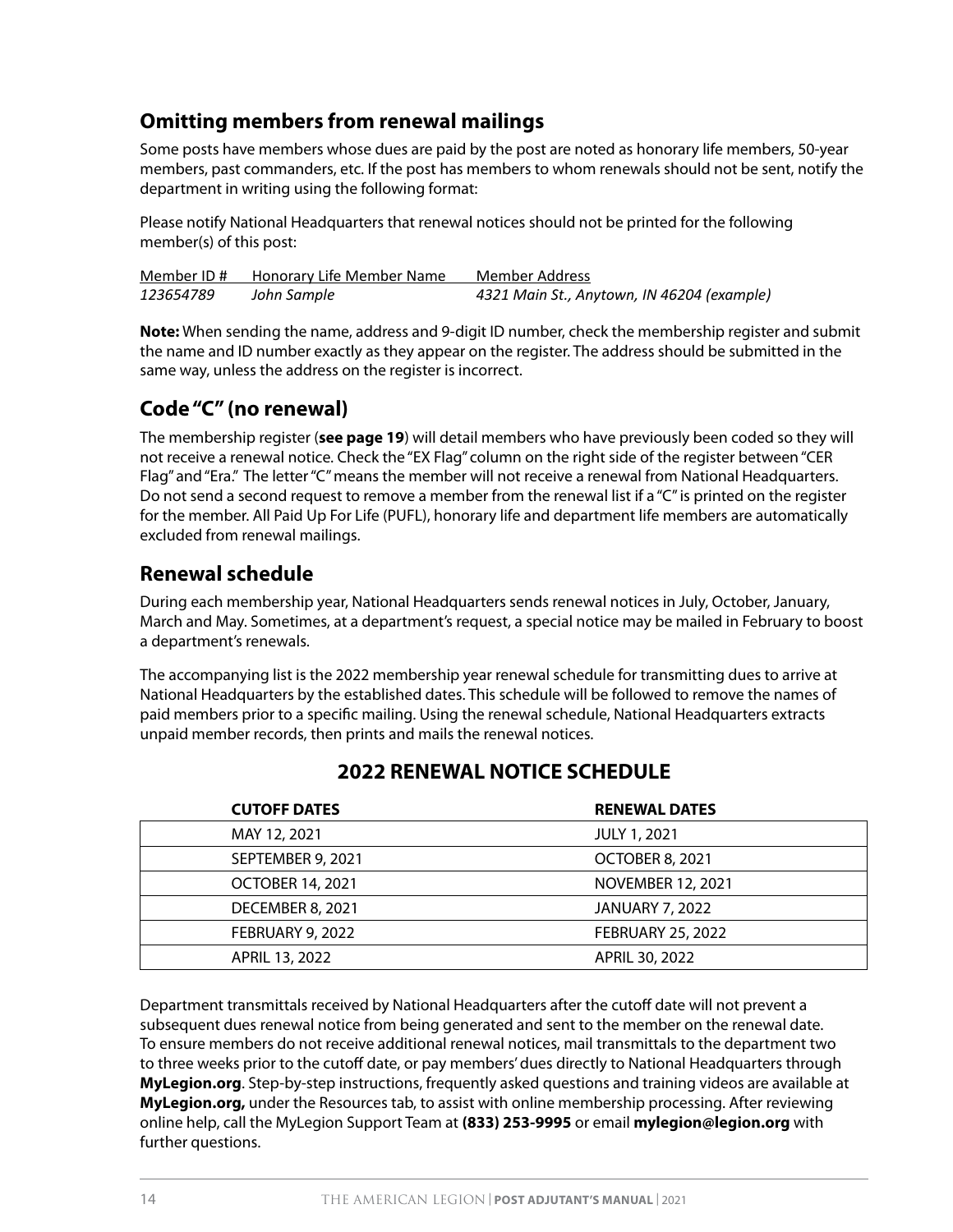## Omitting members from renewal mailings

Some posts have members whose dues are paid by the post are noted as honorary life members, 50-year members, past commanders, etc. If the post has members to whom renewals should not be sent, notify the department in writing using the following format:

Please notify National Headquarters that renewal notices should not be printed for the following member(s) of this post:

| Member ID # | Honorary Life Member Name | Member Address |
|---|---|---|
| *123654789* | *John Sample* | *4321 Main St., Anytown, IN 46204 (example)* |

**Note:** When sending the name, address and 9-digit ID number, check the membership register and submit the name and ID number exactly as they appear on the register. The address should be submitted in the same way, unless the address on the register is incorrect.

## Code "C" (no renewal)

The membership register (**see page 19**) will detail members who have previously been coded so they will not receive a renewal notice. Check the "EX Flag" column on the right side of the register between "CER Flag" and "Era." The letter "C" means the member will not receive a renewal from National Headquarters. Do not send a second request to remove a member from the renewal list if a "C" is printed on the register for the member. All Paid Up For Life (PUFL), honorary life and department life members are automatically excluded from renewal mailings.

## Renewal schedule

During each membership year, National Headquarters sends renewal notices in July, October, January, March and May. Sometimes, at a department's request, a special notice may be mailed in February to boost a department's renewals.

The accompanying list is the 2022 membership year renewal schedule for transmitting dues to arrive at National Headquarters by the established dates. This schedule will be followed to remove the names of paid members prior to a specific mailing. Using the renewal schedule, National Headquarters extracts unpaid member records, then prints and mails the renewal notices.

### 2022 RENEWAL NOTICE SCHEDULE

| CUTOFF DATES | RENEWAL DATES |
|---|---|
| MAY 12, 2021 | JULY 1, 2021 |
| SEPTEMBER 9, 2021 | OCTOBER 8, 2021 |
| OCTOBER 14, 2021 | NOVEMBER 12, 2021 |
| DECEMBER 8, 2021 | JANUARY 7, 2022 |
| FEBRUARY 9, 2022 | FEBRUARY 25, 2022 |
| APRIL 13, 2022 | APRIL 30, 2022 |

Department transmittals received by National Headquarters after the cutoff date will not prevent a subsequent dues renewal notice from being generated and sent to the member on the renewal date. To ensure members do not receive additional renewal notices, mail transmittals to the department two to three weeks prior to the cutoff date, or pay members' dues directly to National Headquarters through **MyLegion.org**. Step-by-step instructions, frequently asked questions and training videos are available at **MyLegion.org,** under the Resources tab, to assist with online membership processing. After reviewing online help, call the MyLegion Support Team at **(833) 253-9995** or email **mylegion@legion.org** with further questions.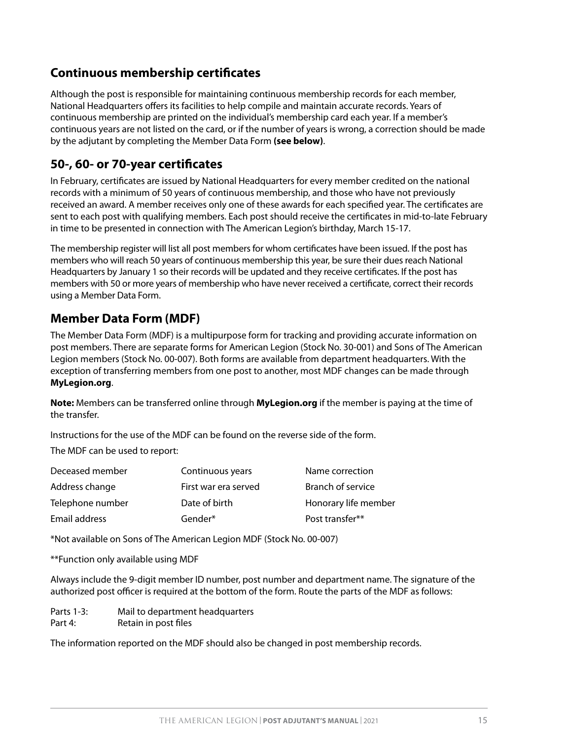## Continuous membership certificates

Although the post is responsible for maintaining continuous membership records for each member, National Headquarters offers its facilities to help compile and maintain accurate records. Years of continuous membership are printed on the individual's membership card each year. If a member's continuous years are not listed on the card, or if the number of years is wrong, a correction should be made by the adjutant by completing the Member Data Form **(see below)**.

## 50-, 60- or 70-year certificates

In February, certificates are issued by National Headquarters for every member credited on the national records with a minimum of 50 years of continuous membership, and those who have not previously received an award. A member receives only one of these awards for each specified year. The certificates are sent to each post with qualifying members. Each post should receive the certificates in mid-to-late February in time to be presented in connection with The American Legion's birthday, March 15-17.

The membership register will list all post members for whom certificates have been issued. If the post has members who will reach 50 years of continuous membership this year, be sure their dues reach National Headquarters by January 1 so their records will be updated and they receive certificates. If the post has members with 50 or more years of membership who have never received a certificate, correct their records using a Member Data Form.

## Member Data Form (MDF)

The Member Data Form (MDF) is a multipurpose form for tracking and providing accurate information on post members. There are separate forms for American Legion (Stock No. 30-001) and Sons of The American Legion members (Stock No. 00-007). Both forms are available from department headquarters. With the exception of transferring members from one post to another, most MDF changes can be made through **MyLegion.org**.

**Note:** Members can be transferred online through **MyLegion.org** if the member is paying at the time of the transfer.

Instructions for the use of the MDF can be found on the reverse side of the form.

The MDF can be used to report:

| | | |
|---|---|---|
| Deceased member | Continuous years | Name correction |
| Address change | First war era served | Branch of service |
| Telephone number | Date of birth | Honorary life member |
| Email address | Gender* | Post transfer** |

*Not available on Sons of The American Legion MDF (Stock No. 00-007)

**Function only available using MDF

Always include the 9-digit member ID number, post number and department name. The signature of the authorized post officer is required at the bottom of the form. Route the parts of the MDF as follows:

Parts 1-3: Mail to department headquarters
Part 4: Retain in post files

The information reported on the MDF should also be changed in post membership records.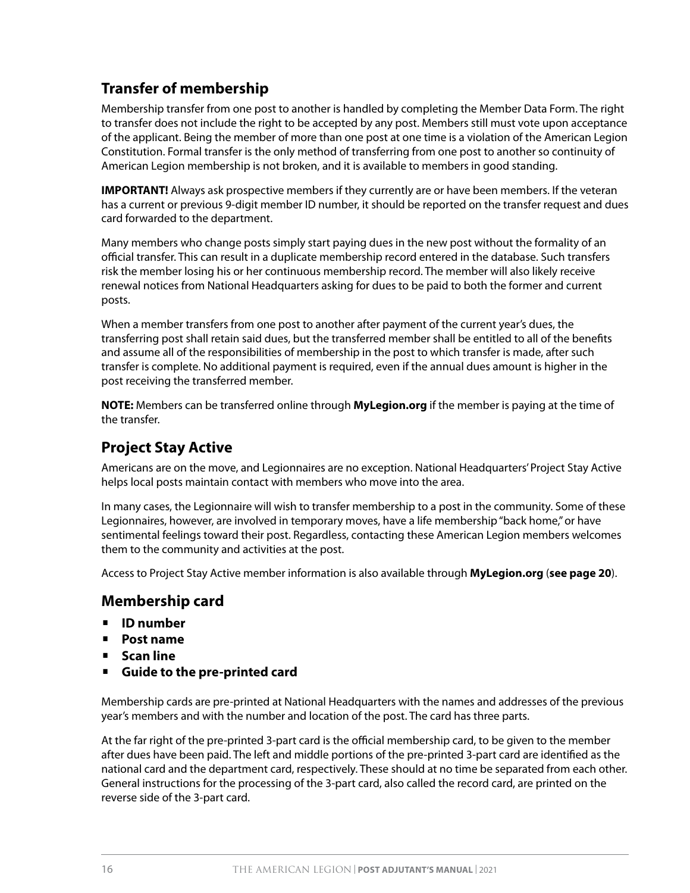## Transfer of membership

Membership transfer from one post to another is handled by completing the Member Data Form. The right to transfer does not include the right to be accepted by any post. Members still must vote upon acceptance of the applicant. Being the member of more than one post at one time is a violation of the American Legion Constitution. Formal transfer is the only method of transferring from one post to another so continuity of American Legion membership is not broken, and it is available to members in good standing.

**IMPORTANT!** Always ask prospective members if they currently are or have been members. If the veteran has a current or previous 9-digit member ID number, it should be reported on the transfer request and dues card forwarded to the department.

Many members who change posts simply start paying dues in the new post without the formality of an official transfer. This can result in a duplicate membership record entered in the database. Such transfers risk the member losing his or her continuous membership record. The member will also likely receive renewal notices from National Headquarters asking for dues to be paid to both the former and current posts.

When a member transfers from one post to another after payment of the current year's dues, the transferring post shall retain said dues, but the transferred member shall be entitled to all of the benefits and assume all of the responsibilities of membership in the post to which transfer is made, after such transfer is complete. No additional payment is required, even if the annual dues amount is higher in the post receiving the transferred member.

**NOTE:** Members can be transferred online through **MyLegion.org** if the member is paying at the time of the transfer.

## Project Stay Active

Americans are on the move, and Legionnaires are no exception. National Headquarters' Project Stay Active helps local posts maintain contact with members who move into the area.

In many cases, the Legionnaire will wish to transfer membership to a post in the community. Some of these Legionnaires, however, are involved in temporary moves, have a life membership "back home," or have sentimental feelings toward their post. Regardless, contacting these American Legion members welcomes them to the community and activities at the post.

Access to Project Stay Active member information is also available through **MyLegion.org** (**see page 20**).

## Membership card

- **ID number**
- **Post name**
- **Scan line**
- **Guide to the pre-printed card**

Membership cards are pre-printed at National Headquarters with the names and addresses of the previous year's members and with the number and location of the post. The card has three parts.

At the far right of the pre-printed 3-part card is the official membership card, to be given to the member after dues have been paid. The left and middle portions of the pre-printed 3-part card are identified as the national card and the department card, respectively. These should at no time be separated from each other. General instructions for the processing of the 3-part card, also called the record card, are printed on the reverse side of the 3-part card.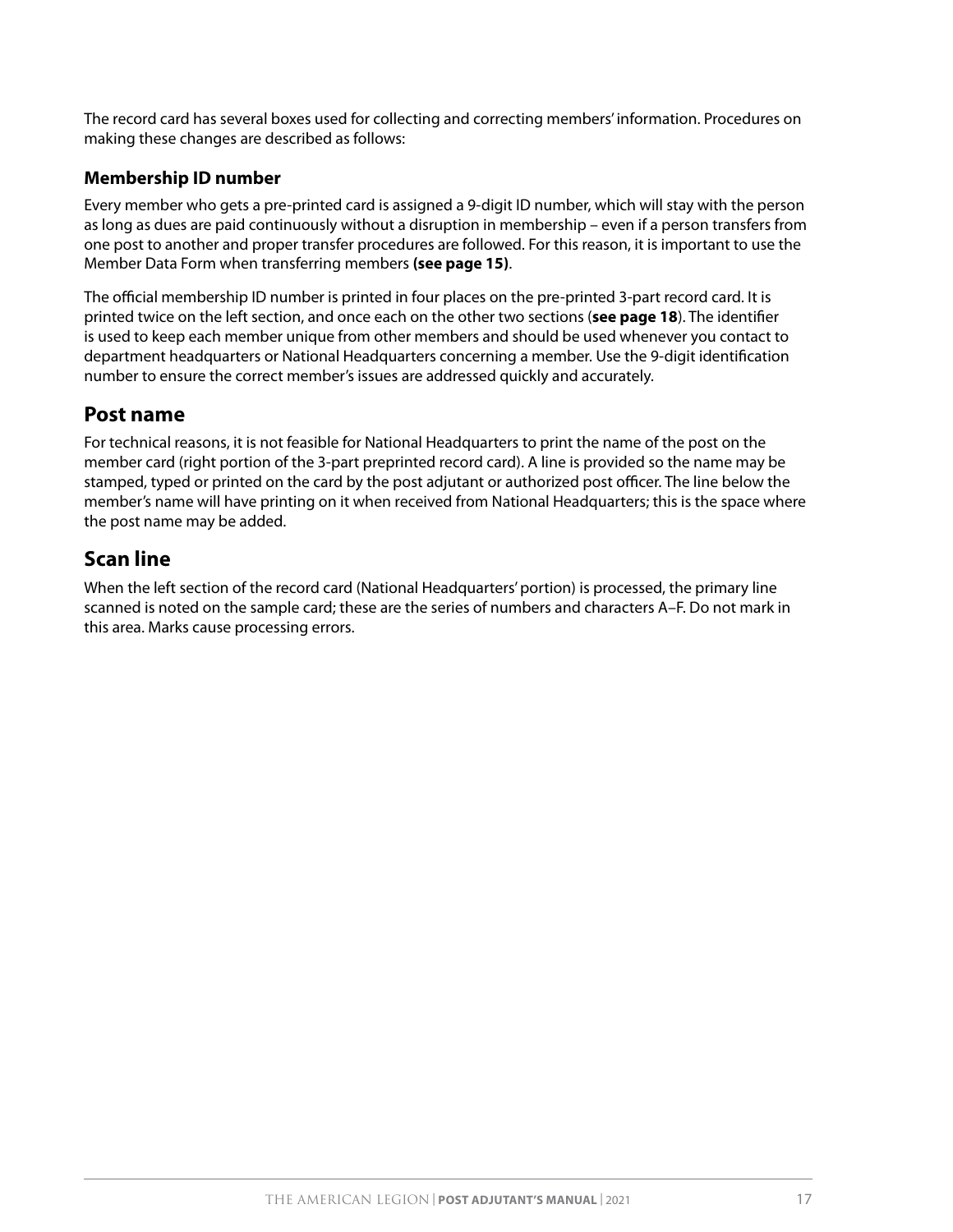The record card has several boxes used for collecting and correcting members' information. Procedures on making these changes are described as follows:

### Membership ID number

Every member who gets a pre-printed card is assigned a 9-digit ID number, which will stay with the person as long as dues are paid continuously without a disruption in membership – even if a person transfers from one post to another and proper transfer procedures are followed. For this reason, it is important to use the Member Data Form when transferring members **(see page 15)**.

The official membership ID number is printed in four places on the pre-printed 3-part record card. It is printed twice on the left section, and once each on the other two sections (**see page 18**). The identifier is used to keep each member unique from other members and should be used whenever you contact to department headquarters or National Headquarters concerning a member. Use the 9-digit identification number to ensure the correct member's issues are addressed quickly and accurately.

## Post name

For technical reasons, it is not feasible for National Headquarters to print the name of the post on the member card (right portion of the 3-part preprinted record card). A line is provided so the name may be stamped, typed or printed on the card by the post adjutant or authorized post officer. The line below the member's name will have printing on it when received from National Headquarters; this is the space where the post name may be added.

## Scan line

When the left section of the record card (National Headquarters' portion) is processed, the primary line scanned is noted on the sample card; these are the series of numbers and characters A–F. Do not mark in this area. Marks cause processing errors.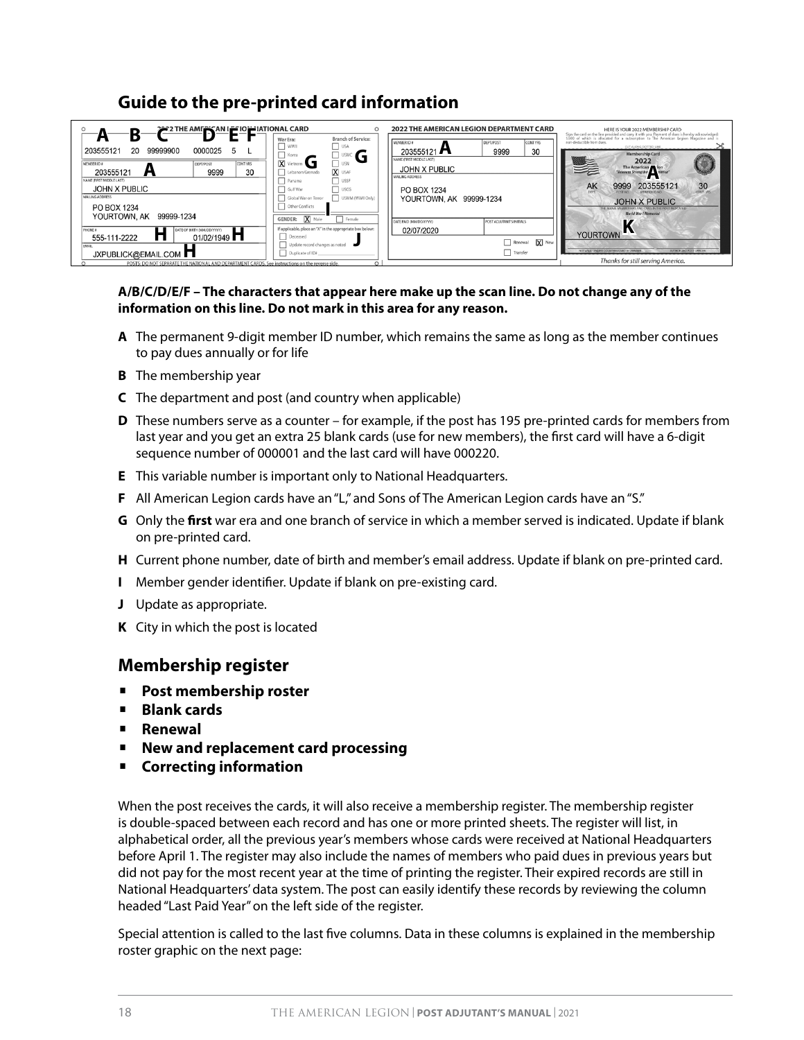## Guide to the pre-printed card information

**A/B/C/D/E/F – The characters that appear here make up the scan line. Do not change any of the information on this line. Do not mark in this area for any reason.**

- **A** The permanent 9-digit member ID number, which remains the same as long as the member continues to pay dues annually or for life
- **B** The membership year
- **C** The department and post (and country when applicable)
- **D** These numbers serve as a counter – for example, if the post has 195 pre-printed cards for members from last year and you get an extra 25 blank cards (use for new members), the first card will have a 6-digit sequence number of 000001 and the last card will have 000220.
- **E** This variable number is important only to National Headquarters.
- **F** All American Legion cards have an "L," and Sons of The American Legion cards have an "S."
- **G** Only the **first** war era and one branch of service in which a member served is indicated. Update if blank on pre-printed card.
- **H** Current phone number, date of birth and member's email address. Update if blank on pre-printed card.
- **I** Member gender identifier. Update if blank on pre-existing card.
- **J** Update as appropriate.
- **K** City in which the post is located

## Membership register

- **Post membership roster**
- **Blank cards**
- **Renewal**
- **New and replacement card processing**
- **Correcting information**

When the post receives the cards, it will also receive a membership register. The membership register is double-spaced between each record and has one or more printed sheets. The register will list, in alphabetical order, all the previous year's members whose cards were received at National Headquarters before April 1. The register may also include the names of members who paid dues in previous years but did not pay for the most recent year at the time of printing the register. Their expired records are still in National Headquarters' data system. The post can easily identify these records by reviewing the column headed "Last Paid Year" on the left side of the register.

Special attention is called to the last five columns. Data in these columns is explained in the membership roster graphic on the next page: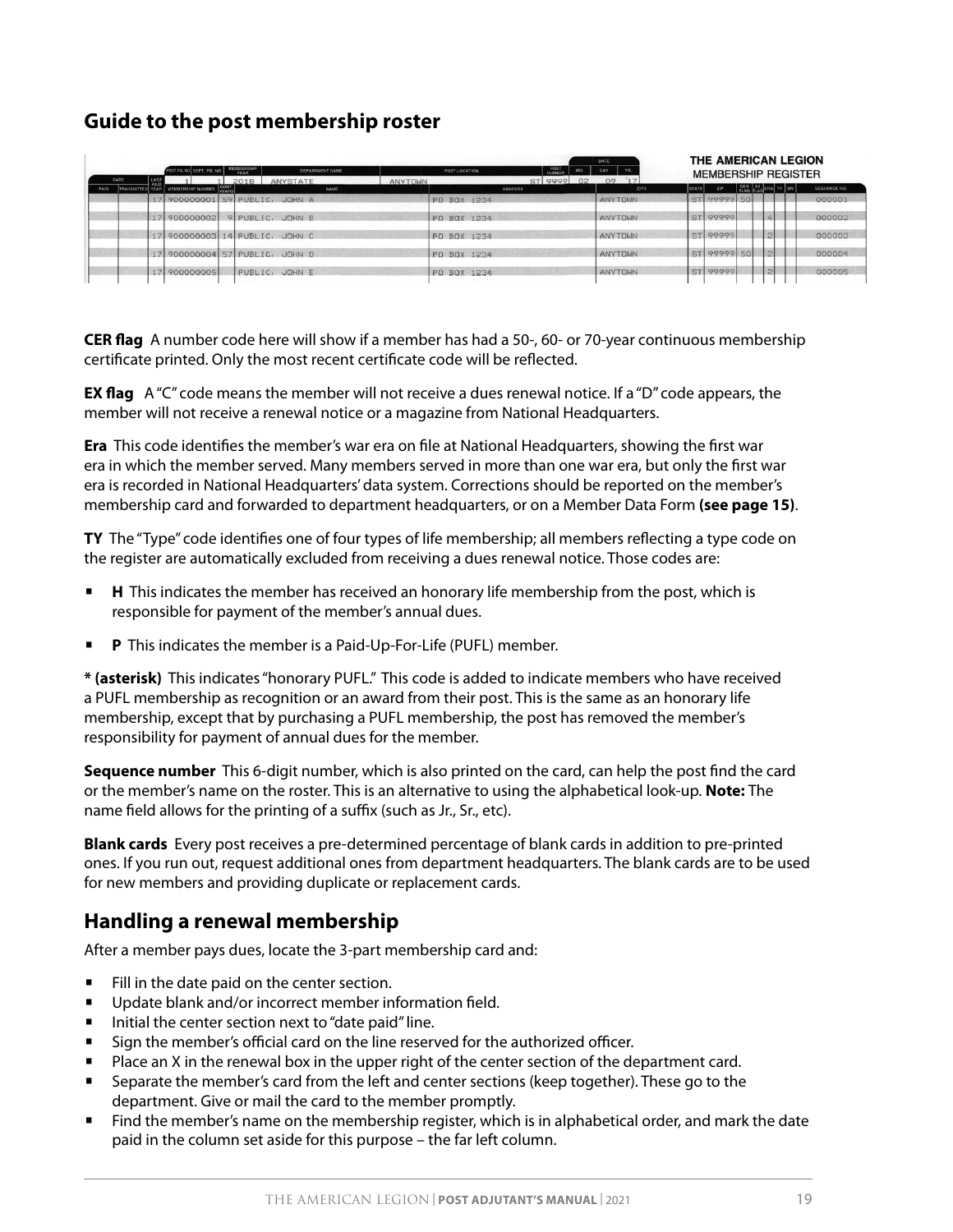## Guide to the post membership roster

| POST PG NO | DEPT. PG. NO | MEMBERSHIP YEAR | DEPARTMENT NAME | POST LOCATION | POST NUMBER | DATE MO. | DATE DAY | DATE YR. |
|---|---|---|---|---|---|---|---|---|
| 1 | 1 | 2018 | ANYSTATE | ANYTOWN ST | 9999 | 02 | 09 | 17 |

**THE AMERICAN LEGION MEMBERSHIP REGISTER**

| DATE PAID | DATE TRANSMITTED | LAST PAID YEAR | MEMBERSHIP NUMBER | CONT YEARS | NAME | ADDRESS | CITY | STATE | ZIP | CER FLAG | EX FLAG | ERA | TY | UN | SEQUENCE NO. |
|---|---|---|---|---|---|---|---|---|---|---|---|---|---|---|---|
| | | 17 | 900000001 | 59 | PUBLIC, JOHN A | PO BOX 1234 | ANYTOWN | ST | 99999 | 50 | | | | | 000001 |
| | | 17 | 900000002 | 9 | PUBLIC, JOHN B | PO BOX 1234 | ANYTOWN | ST | 99999 | | | 4 | | | 000002 |
| | | 17 | 900000003 | 14 | PUBLIC, JOHN C | PO BOX 1234 | ANYTOWN | ST | 99999 | | | 2 | | | 000003 |
| | | 17 | 900000004 | 57 | PUBLIC, JOHN D | PO BOX 1234 | ANYTOWN | ST | 99999 | 50 | | 2 | | | 000004 |
| | | 17 | 900000005 | | PUBLIC, JOHN E | PO BOX 1234 | ANYTOWN | ST | 99999 | | | 2 | | | 000005 |

**CER flag** A number code here will show if a member has had a 50-, 60- or 70-year continuous membership certificate printed. Only the most recent certificate code will be reflected.

**EX flag** A "C" code means the member will not receive a dues renewal notice. If a "D" code appears, the member will not receive a renewal notice or a magazine from National Headquarters.

**Era** This code identifies the member's war era on file at National Headquarters, showing the first war era in which the member served. Many members served in more than one war era, but only the first war era is recorded in National Headquarters' data system. Corrections should be reported on the member's membership card and forwarded to department headquarters, or on a Member Data Form **(see page 15)**.

**TY** The "Type" code identifies one of four types of life membership; all members reflecting a type code on the register are automatically excluded from receiving a dues renewal notice. Those codes are:

- **H** This indicates the member has received an honorary life membership from the post, which is responsible for payment of the member's annual dues.
- **P** This indicates the member is a Paid-Up-For-Life (PUFL) member.

**\* (asterisk)** This indicates "honorary PUFL." This code is added to indicate members who have received a PUFL membership as recognition or an award from their post. This is the same as an honorary life membership, except that by purchasing a PUFL membership, the post has removed the member's responsibility for payment of annual dues for the member.

**Sequence number** This 6-digit number, which is also printed on the card, can help the post find the card or the member's name on the roster. This is an alternative to using the alphabetical look-up. **Note:** The name field allows for the printing of a suffix (such as Jr., Sr., etc).

**Blank cards** Every post receives a pre-determined percentage of blank cards in addition to pre-printed ones. If you run out, request additional ones from department headquarters. The blank cards are to be used for new members and providing duplicate or replacement cards.

## Handling a renewal membership

After a member pays dues, locate the 3-part membership card and:

- Fill in the date paid on the center section.
- Update blank and/or incorrect member information field.
- Initial the center section next to "date paid" line.
- Sign the member's official card on the line reserved for the authorized officer.
- Place an X in the renewal box in the upper right of the center section of the department card.
- Separate the member's card from the left and center sections (keep together). These go to the department. Give or mail the card to the member promptly.
- Find the member's name on the membership register, which is in alphabetical order, and mark the date paid in the column set aside for this purpose – the far left column.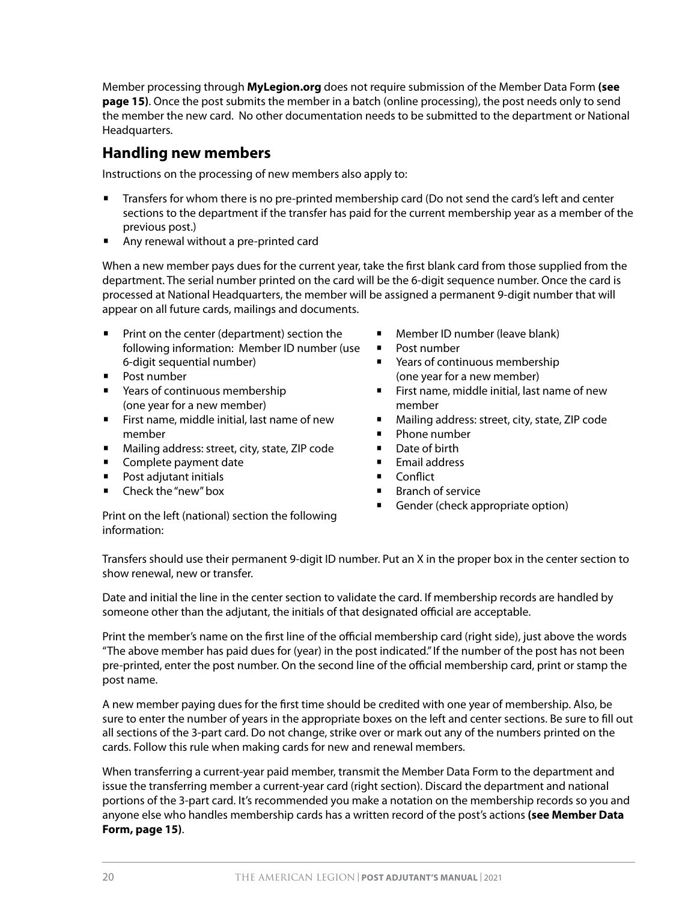Member processing through **MyLegion.org** does not require submission of the Member Data Form **(see page 15)**. Once the post submits the member in a batch (online processing), the post needs only to send the member the new card. No other documentation needs to be submitted to the department or National Headquarters.

## Handling new members

Instructions on the processing of new members also apply to:

- Transfers for whom there is no pre-printed membership card (Do not send the card's left and center sections to the department if the transfer has paid for the current membership year as a member of the previous post.)
- Any renewal without a pre-printed card

When a new member pays dues for the current year, take the first blank card from those supplied from the department. The serial number printed on the card will be the 6-digit sequence number. Once the card is processed at National Headquarters, the member will be assigned a permanent 9-digit number that will appear on all future cards, mailings and documents.

- Print on the center (department) section the following information: Member ID number (use 6-digit sequential number)
- Post number
- Years of continuous membership (one year for a new member)
- First name, middle initial, last name of new member
- Mailing address: street, city, state, ZIP code
- Complete payment date
- Post adjutant initials
- Check the "new" box

Print on the left (national) section the following information:

- Member ID number (leave blank)
- Post number
- Years of continuous membership (one year for a new member)
- First name, middle initial, last name of new member
- Mailing address: street, city, state, ZIP code
- Phone number
- Date of birth
- Email address
- Conflict
- Branch of service
- Gender (check appropriate option)

Transfers should use their permanent 9-digit ID number. Put an X in the proper box in the center section to show renewal, new or transfer.

Date and initial the line in the center section to validate the card. If membership records are handled by someone other than the adjutant, the initials of that designated official are acceptable.

Print the member's name on the first line of the official membership card (right side), just above the words "The above member has paid dues for (year) in the post indicated." If the number of the post has not been pre-printed, enter the post number. On the second line of the official membership card, print or stamp the post name.

A new member paying dues for the first time should be credited with one year of membership. Also, be sure to enter the number of years in the appropriate boxes on the left and center sections. Be sure to fill out all sections of the 3-part card. Do not change, strike over or mark out any of the numbers printed on the cards. Follow this rule when making cards for new and renewal members.

When transferring a current-year paid member, transmit the Member Data Form to the department and issue the transferring member a current-year card (right section). Discard the department and national portions of the 3-part card. It's recommended you make a notation on the membership records so you and anyone else who handles membership cards has a written record of the post's actions **(see Member Data Form, page 15)**.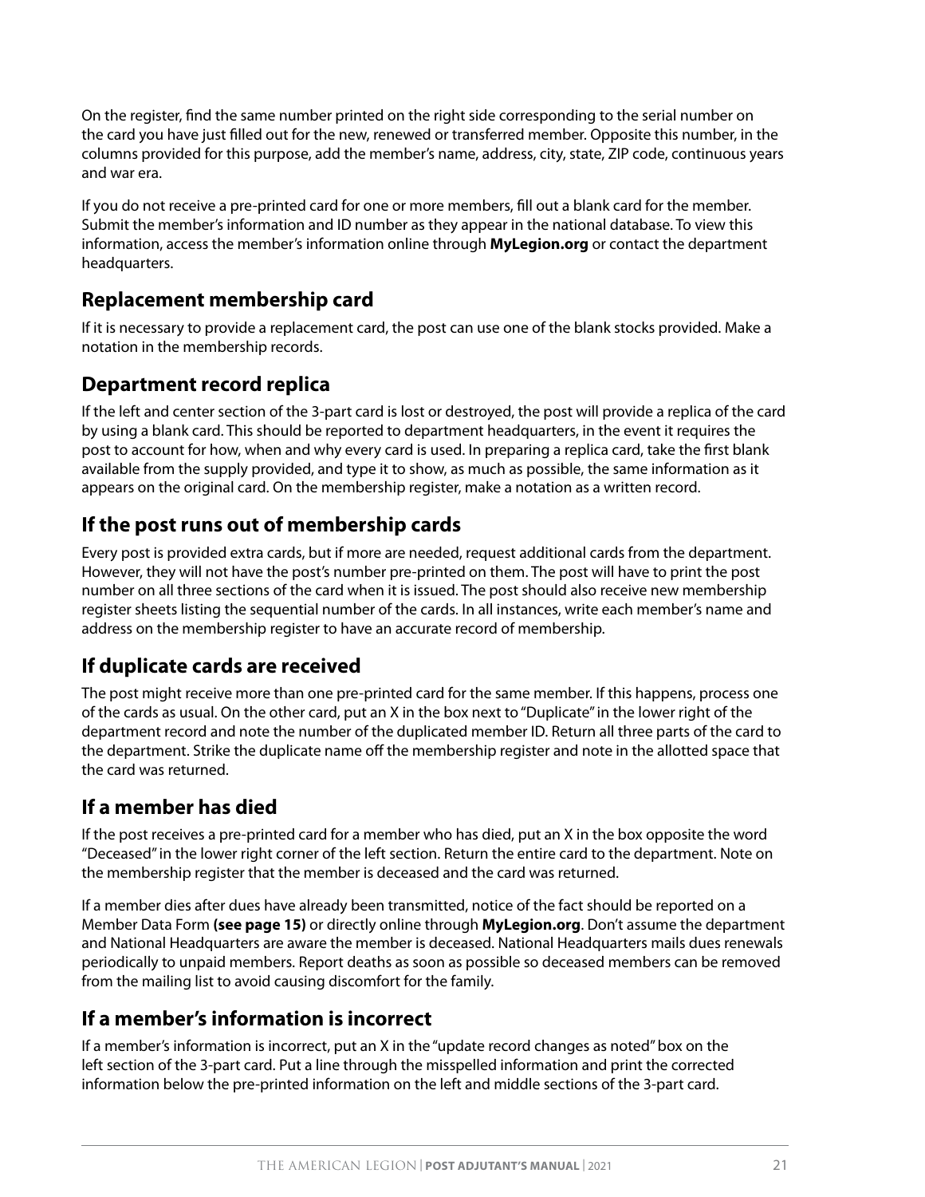On the register, find the same number printed on the right side corresponding to the serial number on the card you have just filled out for the new, renewed or transferred member. Opposite this number, in the columns provided for this purpose, add the member's name, address, city, state, ZIP code, continuous years and war era.

If you do not receive a pre-printed card for one or more members, fill out a blank card for the member. Submit the member's information and ID number as they appear in the national database. To view this information, access the member's information online through **MyLegion.org** or contact the department headquarters.

## Replacement membership card

If it is necessary to provide a replacement card, the post can use one of the blank stocks provided. Make a notation in the membership records.

## Department record replica

If the left and center section of the 3-part card is lost or destroyed, the post will provide a replica of the card by using a blank card. This should be reported to department headquarters, in the event it requires the post to account for how, when and why every card is used. In preparing a replica card, take the first blank available from the supply provided, and type it to show, as much as possible, the same information as it appears on the original card. On the membership register, make a notation as a written record.

## If the post runs out of membership cards

Every post is provided extra cards, but if more are needed, request additional cards from the department. However, they will not have the post's number pre-printed on them. The post will have to print the post number on all three sections of the card when it is issued. The post should also receive new membership register sheets listing the sequential number of the cards. In all instances, write each member's name and address on the membership register to have an accurate record of membership.

## If duplicate cards are received

The post might receive more than one pre-printed card for the same member. If this happens, process one of the cards as usual. On the other card, put an X in the box next to "Duplicate" in the lower right of the department record and note the number of the duplicated member ID. Return all three parts of the card to the department. Strike the duplicate name off the membership register and note in the allotted space that the card was returned.

## If a member has died

If the post receives a pre-printed card for a member who has died, put an X in the box opposite the word "Deceased" in the lower right corner of the left section. Return the entire card to the department. Note on the membership register that the member is deceased and the card was returned.

If a member dies after dues have already been transmitted, notice of the fact should be reported on a Member Data Form **(see page 15)** or directly online through **MyLegion.org**. Don't assume the department and National Headquarters are aware the member is deceased. National Headquarters mails dues renewals periodically to unpaid members. Report deaths as soon as possible so deceased members can be removed from the mailing list to avoid causing discomfort for the family.

## If a member's information is incorrect

If a member's information is incorrect, put an X in the "update record changes as noted" box on the left section of the 3-part card. Put a line through the misspelled information and print the corrected information below the pre-printed information on the left and middle sections of the 3-part card.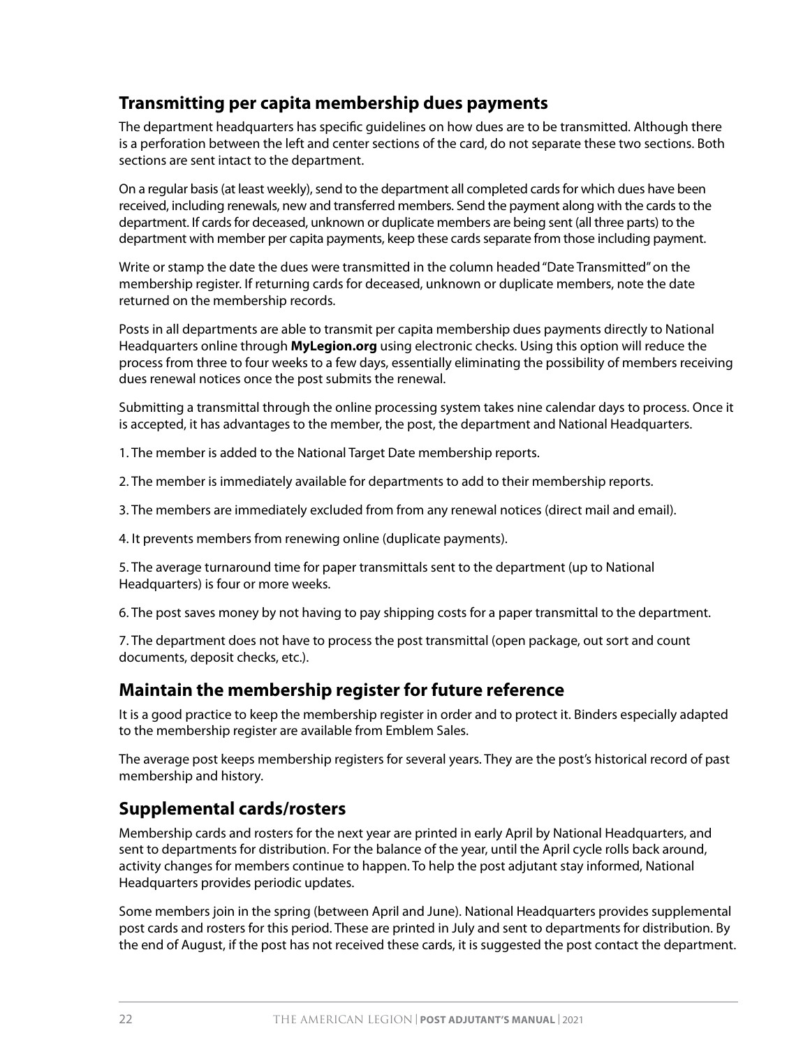## Transmitting per capita membership dues payments

The department headquarters has specific guidelines on how dues are to be transmitted. Although there is a perforation between the left and center sections of the card, do not separate these two sections. Both sections are sent intact to the department.

On a regular basis (at least weekly), send to the department all completed cards for which dues have been received, including renewals, new and transferred members. Send the payment along with the cards to the department. If cards for deceased, unknown or duplicate members are being sent (all three parts) to the department with member per capita payments, keep these cards separate from those including payment.

Write or stamp the date the dues were transmitted in the column headed "Date Transmitted" on the membership register. If returning cards for deceased, unknown or duplicate members, note the date returned on the membership records.

Posts in all departments are able to transmit per capita membership dues payments directly to National Headquarters online through **MyLegion.org** using electronic checks. Using this option will reduce the process from three to four weeks to a few days, essentially eliminating the possibility of members receiving dues renewal notices once the post submits the renewal.

Submitting a transmittal through the online processing system takes nine calendar days to process. Once it is accepted, it has advantages to the member, the post, the department and National Headquarters.

1. The member is added to the National Target Date membership reports.

2. The member is immediately available for departments to add to their membership reports.

3. The members are immediately excluded from from any renewal notices (direct mail and email).

4. It prevents members from renewing online (duplicate payments).

5. The average turnaround time for paper transmittals sent to the department (up to National Headquarters) is four or more weeks.

6. The post saves money by not having to pay shipping costs for a paper transmittal to the department.

7. The department does not have to process the post transmittal (open package, out sort and count documents, deposit checks, etc.).

## Maintain the membership register for future reference

It is a good practice to keep the membership register in order and to protect it. Binders especially adapted to the membership register are available from Emblem Sales.

The average post keeps membership registers for several years. They are the post's historical record of past membership and history.

## Supplemental cards/rosters

Membership cards and rosters for the next year are printed in early April by National Headquarters, and sent to departments for distribution. For the balance of the year, until the April cycle rolls back around, activity changes for members continue to happen. To help the post adjutant stay informed, National Headquarters provides periodic updates.

Some members join in the spring (between April and June). National Headquarters provides supplemental post cards and rosters for this period. These are printed in July and sent to departments for distribution. By the end of August, if the post has not received these cards, it is suggested the post contact the department.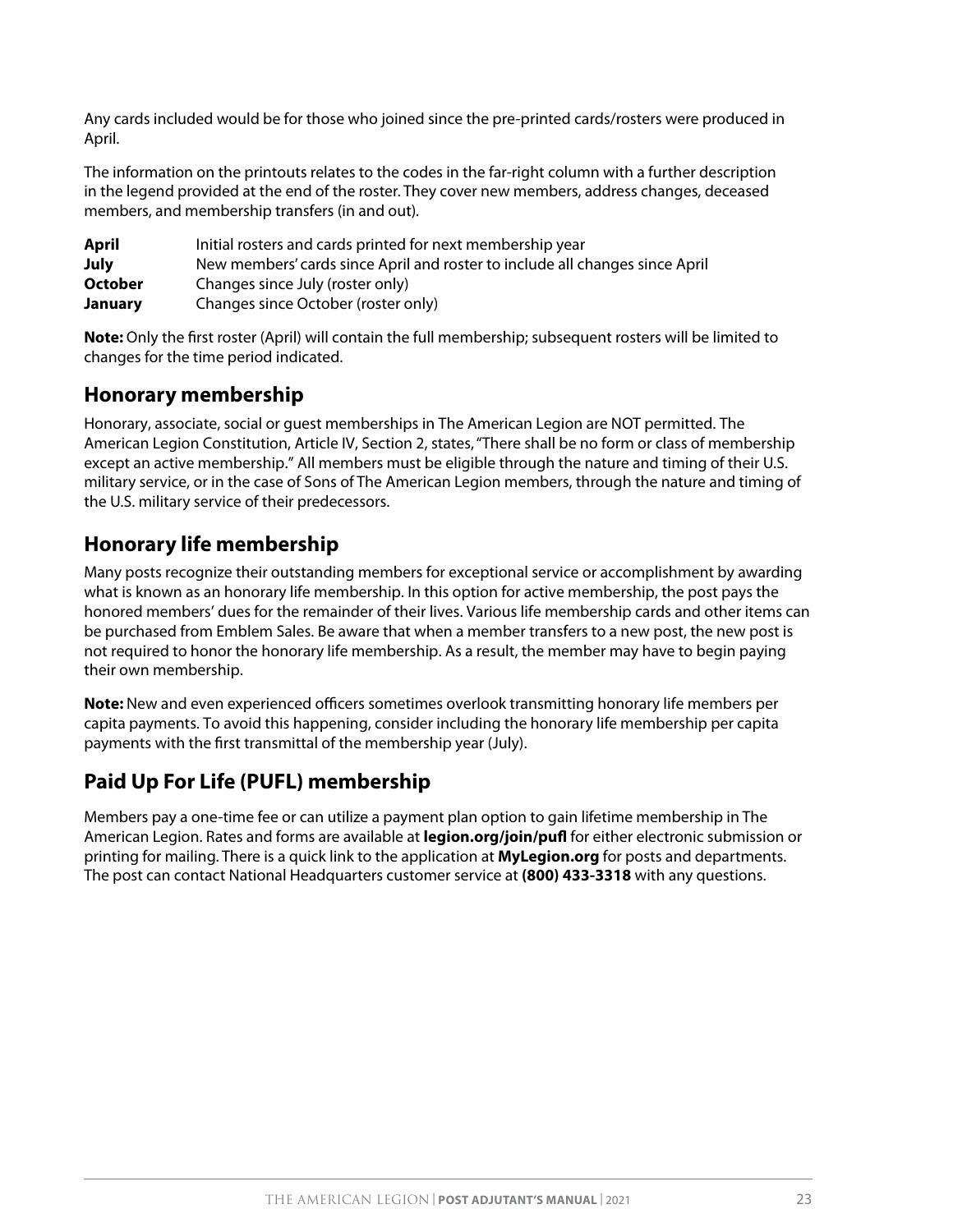Any cards included would be for those who joined since the pre-printed cards/rosters were produced in April.

The information on the printouts relates to the codes in the far-right column with a further description in the legend provided at the end of the roster. They cover new members, address changes, deceased members, and membership transfers (in and out).

| | |
|---|---|
| **April** | Initial rosters and cards printed for next membership year |
| **July** | New members' cards since April and roster to include all changes since April |
| **October** | Changes since July (roster only) |
| **January** | Changes since October (roster only) |

**Note:** Only the first roster (April) will contain the full membership; subsequent rosters will be limited to changes for the time period indicated.

## Honorary membership

Honorary, associate, social or guest memberships in The American Legion are NOT permitted. The American Legion Constitution, Article IV, Section 2, states, "There shall be no form or class of membership except an active membership." All members must be eligible through the nature and timing of their U.S. military service, or in the case of Sons of The American Legion members, through the nature and timing of the U.S. military service of their predecessors.

## Honorary life membership

Many posts recognize their outstanding members for exceptional service or accomplishment by awarding what is known as an honorary life membership. In this option for active membership, the post pays the honored members' dues for the remainder of their lives. Various life membership cards and other items can be purchased from Emblem Sales. Be aware that when a member transfers to a new post, the new post is not required to honor the honorary life membership. As a result, the member may have to begin paying their own membership.

**Note:** New and even experienced officers sometimes overlook transmitting honorary life members per capita payments. To avoid this happening, consider including the honorary life membership per capita payments with the first transmittal of the membership year (July).

## Paid Up For Life (PUFL) membership

Members pay a one-time fee or can utilize a payment plan option to gain lifetime membership in The American Legion. Rates and forms are available at **legion.org/join/pufl** for either electronic submission or printing for mailing. There is a quick link to the application at **MyLegion.org** for posts and departments. The post can contact National Headquarters customer service at **(800) 433-3318** with any questions.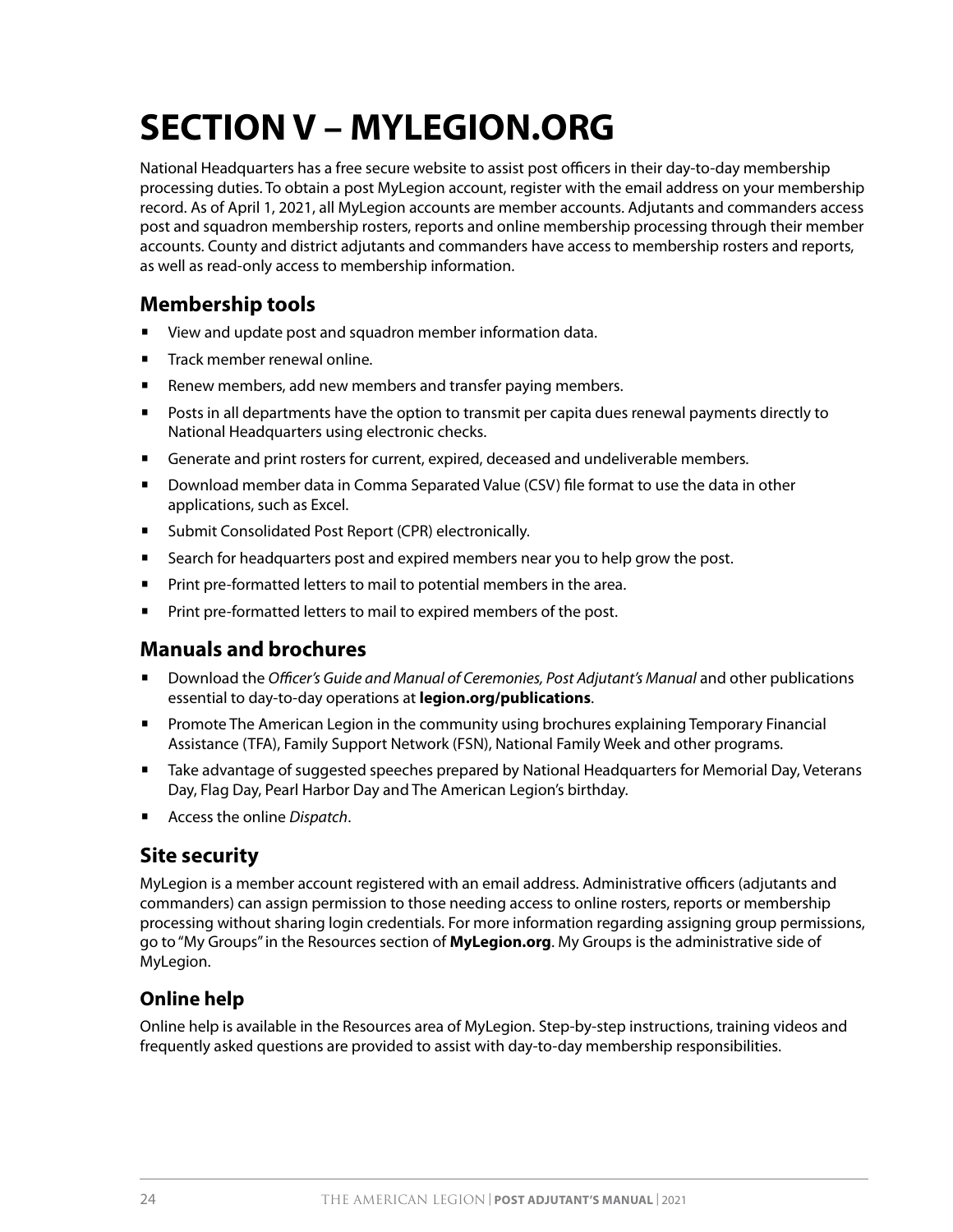# SECTION V – MYLEGION.ORG

National Headquarters has a free secure website to assist post officers in their day-to-day membership processing duties. To obtain a post MyLegion account, register with the email address on your membership record. As of April 1, 2021, all MyLegion accounts are member accounts. Adjutants and commanders access post and squadron membership rosters, reports and online membership processing through their member accounts. County and district adjutants and commanders have access to membership rosters and reports, as well as read-only access to membership information.

## Membership tools

- View and update post and squadron member information data.
- Track member renewal online.
- Renew members, add new members and transfer paying members.
- Posts in all departments have the option to transmit per capita dues renewal payments directly to National Headquarters using electronic checks.
- Generate and print rosters for current, expired, deceased and undeliverable members.
- Download member data in Comma Separated Value (CSV) file format to use the data in other applications, such as Excel.
- Submit Consolidated Post Report (CPR) electronically.
- Search for headquarters post and expired members near you to help grow the post.
- Print pre-formatted letters to mail to potential members in the area.
- Print pre-formatted letters to mail to expired members of the post.

## Manuals and brochures

- Download the *Officer's Guide and Manual of Ceremonies, Post Adjutant's Manual* and other publications essential to day-to-day operations at **legion.org/publications**.
- Promote The American Legion in the community using brochures explaining Temporary Financial Assistance (TFA), Family Support Network (FSN), National Family Week and other programs.
- Take advantage of suggested speeches prepared by National Headquarters for Memorial Day, Veterans Day, Flag Day, Pearl Harbor Day and The American Legion's birthday.
- Access the online *Dispatch*.

## Site security

MyLegion is a member account registered with an email address. Administrative officers (adjutants and commanders) can assign permission to those needing access to online rosters, reports or membership processing without sharing login credentials. For more information regarding assigning group permissions, go to "My Groups" in the Resources section of **MyLegion.org**. My Groups is the administrative side of MyLegion.

## Online help

Online help is available in the Resources area of MyLegion. Step-by-step instructions, training videos and frequently asked questions are provided to assist with day-to-day membership responsibilities.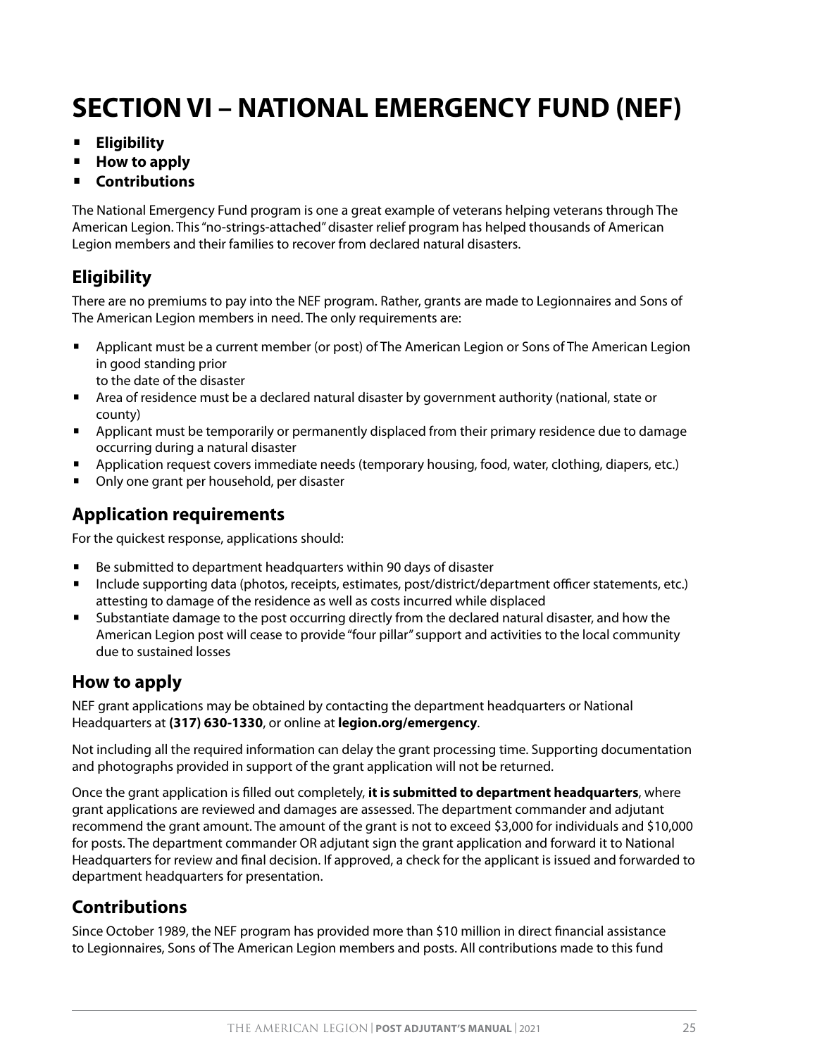# SECTION VI – NATIONAL EMERGENCY FUND (NEF)

- **Eligibility**
- **How to apply**
- **Contributions**

The National Emergency Fund program is one a great example of veterans helping veterans through The American Legion. This "no-strings-attached" disaster relief program has helped thousands of American Legion members and their families to recover from declared natural disasters.

## Eligibility

There are no premiums to pay into the NEF program. Rather, grants are made to Legionnaires and Sons of The American Legion members in need. The only requirements are:

- Applicant must be a current member (or post) of The American Legion or Sons of The American Legion in good standing prior to the date of the disaster
- Area of residence must be a declared natural disaster by government authority (national, state or county)
- Applicant must be temporarily or permanently displaced from their primary residence due to damage occurring during a natural disaster
- Application request covers immediate needs (temporary housing, food, water, clothing, diapers, etc.)
- Only one grant per household, per disaster

## Application requirements

For the quickest response, applications should:

- Be submitted to department headquarters within 90 days of disaster
- Include supporting data (photos, receipts, estimates, post/district/department officer statements, etc.) attesting to damage of the residence as well as costs incurred while displaced
- Substantiate damage to the post occurring directly from the declared natural disaster, and how the American Legion post will cease to provide "four pillar" support and activities to the local community due to sustained losses

## How to apply

NEF grant applications may be obtained by contacting the department headquarters or National Headquarters at **(317) 630-1330**, or online at **legion.org/emergency**.

Not including all the required information can delay the grant processing time. Supporting documentation and photographs provided in support of the grant application will not be returned.

Once the grant application is filled out completely, **it is submitted to department headquarters**, where grant applications are reviewed and damages are assessed. The department commander and adjutant recommend the grant amount. The amount of the grant is not to exceed $3,000 for individuals and $10,000 for posts. The department commander OR adjutant sign the grant application and forward it to National Headquarters for review and final decision. If approved, a check for the applicant is issued and forwarded to department headquarters for presentation.

## Contributions

Since October 1989, the NEF program has provided more than $10 million in direct financial assistance to Legionnaires, Sons of The American Legion members and posts. All contributions made to this fund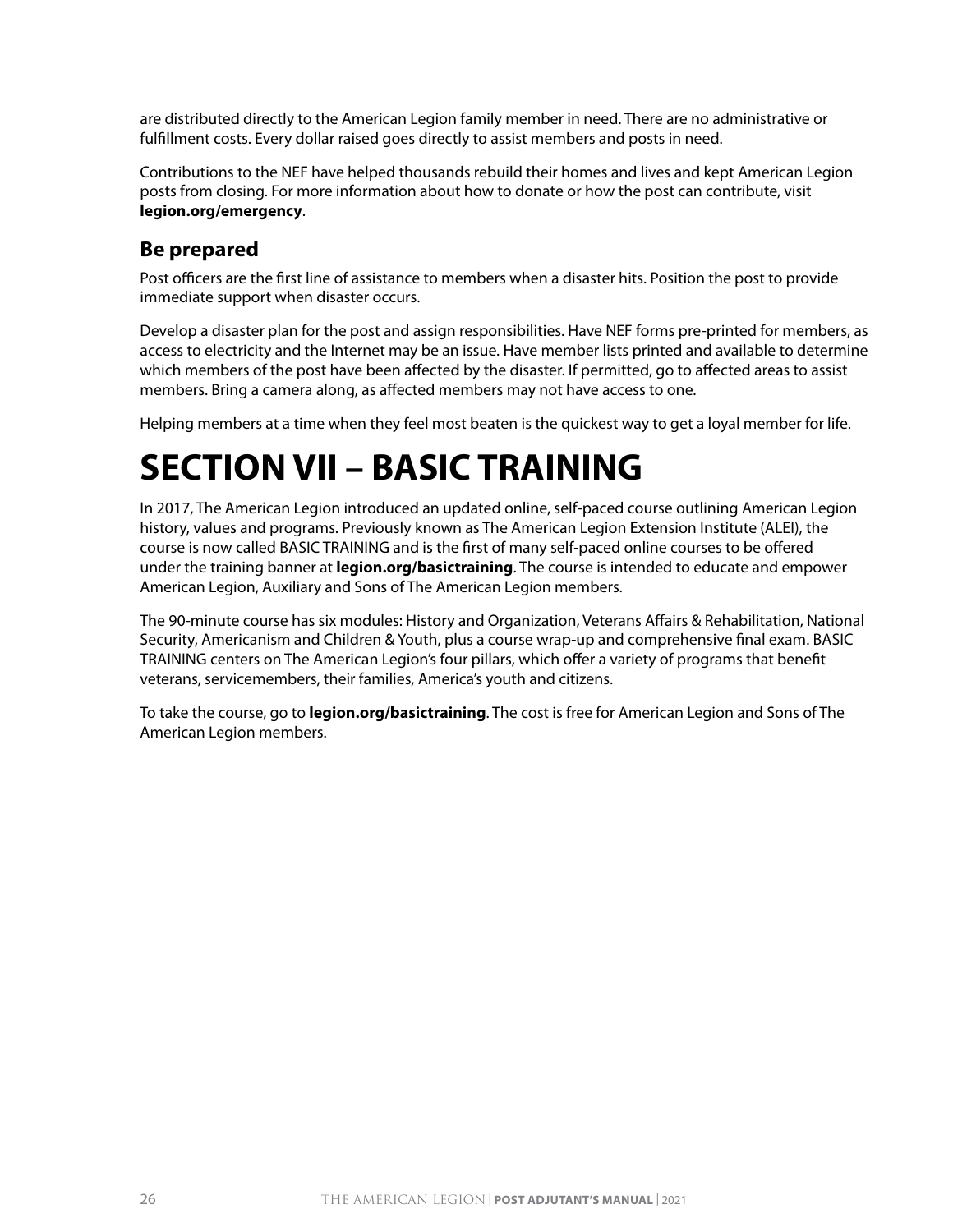are distributed directly to the American Legion family member in need. There are no administrative or fulfillment costs. Every dollar raised goes directly to assist members and posts in need.

Contributions to the NEF have helped thousands rebuild their homes and lives and kept American Legion posts from closing. For more information about how to donate or how the post can contribute, visit **legion.org/emergency**.

## Be prepared

Post officers are the first line of assistance to members when a disaster hits. Position the post to provide immediate support when disaster occurs.

Develop a disaster plan for the post and assign responsibilities. Have NEF forms pre-printed for members, as access to electricity and the Internet may be an issue. Have member lists printed and available to determine which members of the post have been affected by the disaster. If permitted, go to affected areas to assist members. Bring a camera along, as affected members may not have access to one.

Helping members at a time when they feel most beaten is the quickest way to get a loyal member for life.

# SECTION VII – BASIC TRAINING

In 2017, The American Legion introduced an updated online, self-paced course outlining American Legion history, values and programs. Previously known as The American Legion Extension Institute (ALEI), the course is now called BASIC TRAINING and is the first of many self-paced online courses to be offered under the training banner at **legion.org/basictraining**. The course is intended to educate and empower American Legion, Auxiliary and Sons of The American Legion members.

The 90-minute course has six modules: History and Organization, Veterans Affairs & Rehabilitation, National Security, Americanism and Children & Youth, plus a course wrap-up and comprehensive final exam. BASIC TRAINING centers on The American Legion's four pillars, which offer a variety of programs that benefit veterans, servicemembers, their families, America's youth and citizens.

To take the course, go to **legion.org/basictraining**. The cost is free for American Legion and Sons of The American Legion members.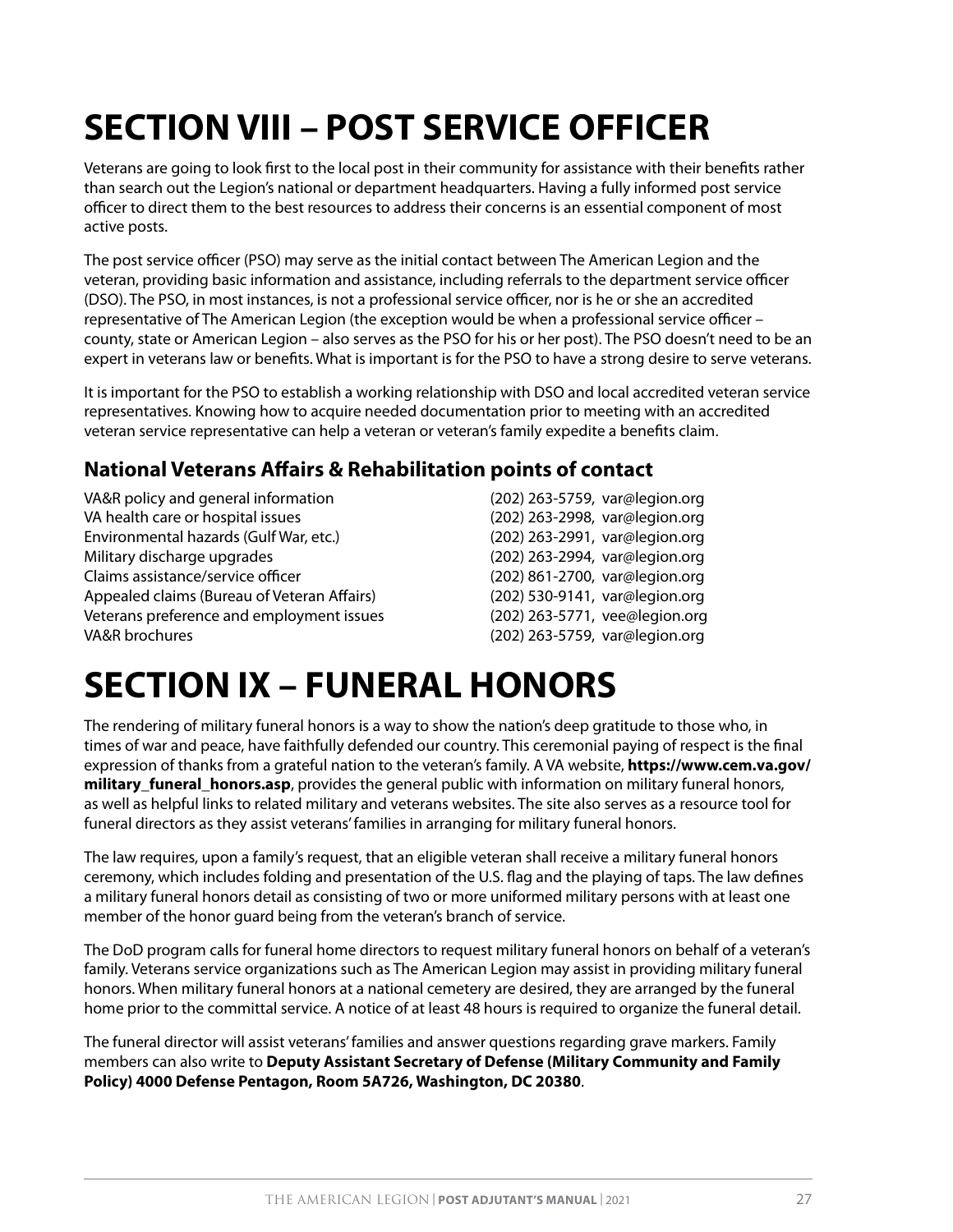# SECTION VIII – POST SERVICE OFFICER

Veterans are going to look first to the local post in their community for assistance with their benefits rather than search out the Legion's national or department headquarters. Having a fully informed post service officer to direct them to the best resources to address their concerns is an essential component of most active posts.

The post service officer (PSO) may serve as the initial contact between The American Legion and the veteran, providing basic information and assistance, including referrals to the department service officer (DSO). The PSO, in most instances, is not a professional service officer, nor is he or she an accredited representative of The American Legion (the exception would be when a professional service officer – county, state or American Legion – also serves as the PSO for his or her post). The PSO doesn't need to be an expert in veterans law or benefits. What is important is for the PSO to have a strong desire to serve veterans.

It is important for the PSO to establish a working relationship with DSO and local accredited veteran service representatives. Knowing how to acquire needed documentation prior to meeting with an accredited veteran service representative can help a veteran or veteran's family expedite a benefits claim.

## National Veterans Affairs & Rehabilitation points of contact

| | |
|---|---|
| VA&R policy and general information | (202) 263-5759, var@legion.org |
| VA health care or hospital issues | (202) 263-2998, var@legion.org |
| Environmental hazards (Gulf War, etc.) | (202) 263-2991, var@legion.org |
| Military discharge upgrades | (202) 263-2994, var@legion.org |
| Claims assistance/service officer | (202) 861-2700, var@legion.org |
| Appealed claims (Bureau of Veteran Affairs) | (202) 530-9141, var@legion.org |
| Veterans preference and employment issues | (202) 263-5771, vee@legion.org |
| VA&R brochures | (202) 263-5759, var@legion.org |

# SECTION IX – FUNERAL HONORS

The rendering of military funeral honors is a way to show the nation's deep gratitude to those who, in times of war and peace, have faithfully defended our country. This ceremonial paying of respect is the final expression of thanks from a grateful nation to the veteran's family. A VA website, **https://www.cem.va.gov/military_funeral_honors.asp**, provides the general public with information on military funeral honors, as well as helpful links to related military and veterans websites. The site also serves as a resource tool for funeral directors as they assist veterans' families in arranging for military funeral honors.

The law requires, upon a family's request, that an eligible veteran shall receive a military funeral honors ceremony, which includes folding and presentation of the U.S. flag and the playing of taps. The law defines a military funeral honors detail as consisting of two or more uniformed military persons with at least one member of the honor guard being from the veteran's branch of service.

The DoD program calls for funeral home directors to request military funeral honors on behalf of a veteran's family. Veterans service organizations such as The American Legion may assist in providing military funeral honors. When military funeral honors at a national cemetery are desired, they are arranged by the funeral home prior to the committal service. A notice of at least 48 hours is required to organize the funeral detail.

The funeral director will assist veterans' families and answer questions regarding grave markers. Family members can also write to **Deputy Assistant Secretary of Defense (Military Community and Family Policy) 4000 Defense Pentagon, Room 5A726, Washington, DC 20380**.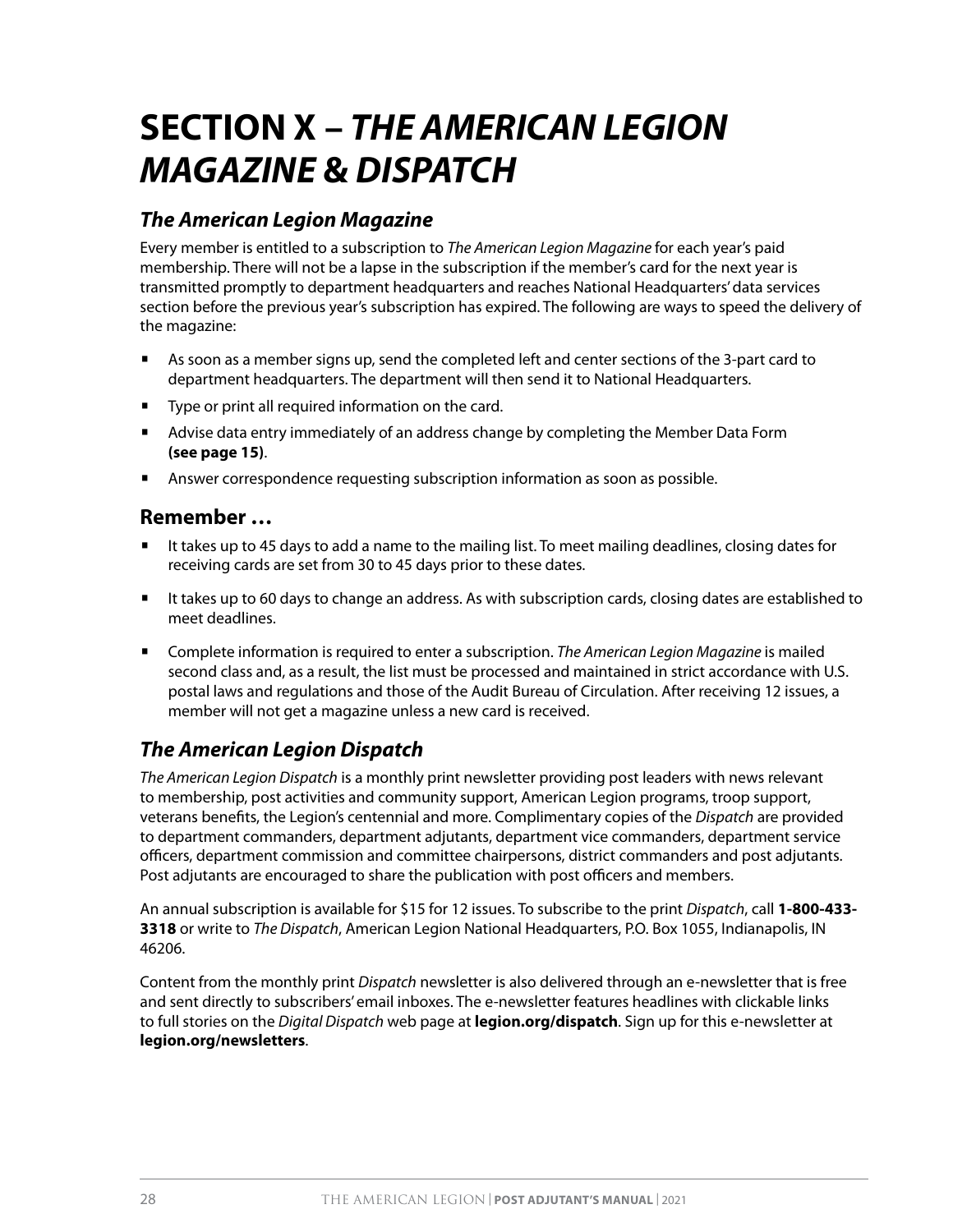# SECTION X – *THE AMERICAN LEGION MAGAZINE & DISPATCH*

## *The American Legion Magazine*

Every member is entitled to a subscription to *The American Legion Magazine* for each year's paid membership. There will not be a lapse in the subscription if the member's card for the next year is transmitted promptly to department headquarters and reaches National Headquarters' data services section before the previous year's subscription has expired. The following are ways to speed the delivery of the magazine:

- As soon as a member signs up, send the completed left and center sections of the 3-part card to department headquarters. The department will then send it to National Headquarters.
- Type or print all required information on the card.
- Advise data entry immediately of an address change by completing the Member Data Form **(see page 15)**.
- Answer correspondence requesting subscription information as soon as possible.

### Remember …

- It takes up to 45 days to add a name to the mailing list. To meet mailing deadlines, closing dates for receiving cards are set from 30 to 45 days prior to these dates.
- It takes up to 60 days to change an address. As with subscription cards, closing dates are established to meet deadlines.
- Complete information is required to enter a subscription. *The American Legion Magazine* is mailed second class and, as a result, the list must be processed and maintained in strict accordance with U.S. postal laws and regulations and those of the Audit Bureau of Circulation. After receiving 12 issues, a member will not get a magazine unless a new card is received.

## *The American Legion Dispatch*

*The American Legion Dispatch* is a monthly print newsletter providing post leaders with news relevant to membership, post activities and community support, American Legion programs, troop support, veterans benefits, the Legion's centennial and more. Complimentary copies of the *Dispatch* are provided to department commanders, department adjutants, department vice commanders, department service officers, department commission and committee chairpersons, district commanders and post adjutants. Post adjutants are encouraged to share the publication with post officers and members.

An annual subscription is available for $15 for 12 issues. To subscribe to the print *Dispatch*, call **1-800-433-3318** or write to *The Dispatch*, American Legion National Headquarters, P.O. Box 1055, Indianapolis, IN 46206.

Content from the monthly print *Dispatch* newsletter is also delivered through an e-newsletter that is free and sent directly to subscribers' email inboxes. The e-newsletter features headlines with clickable links to full stories on the *Digital Dispatch* web page at **legion.org/dispatch**. Sign up for this e-newsletter at **legion.org/newsletters**.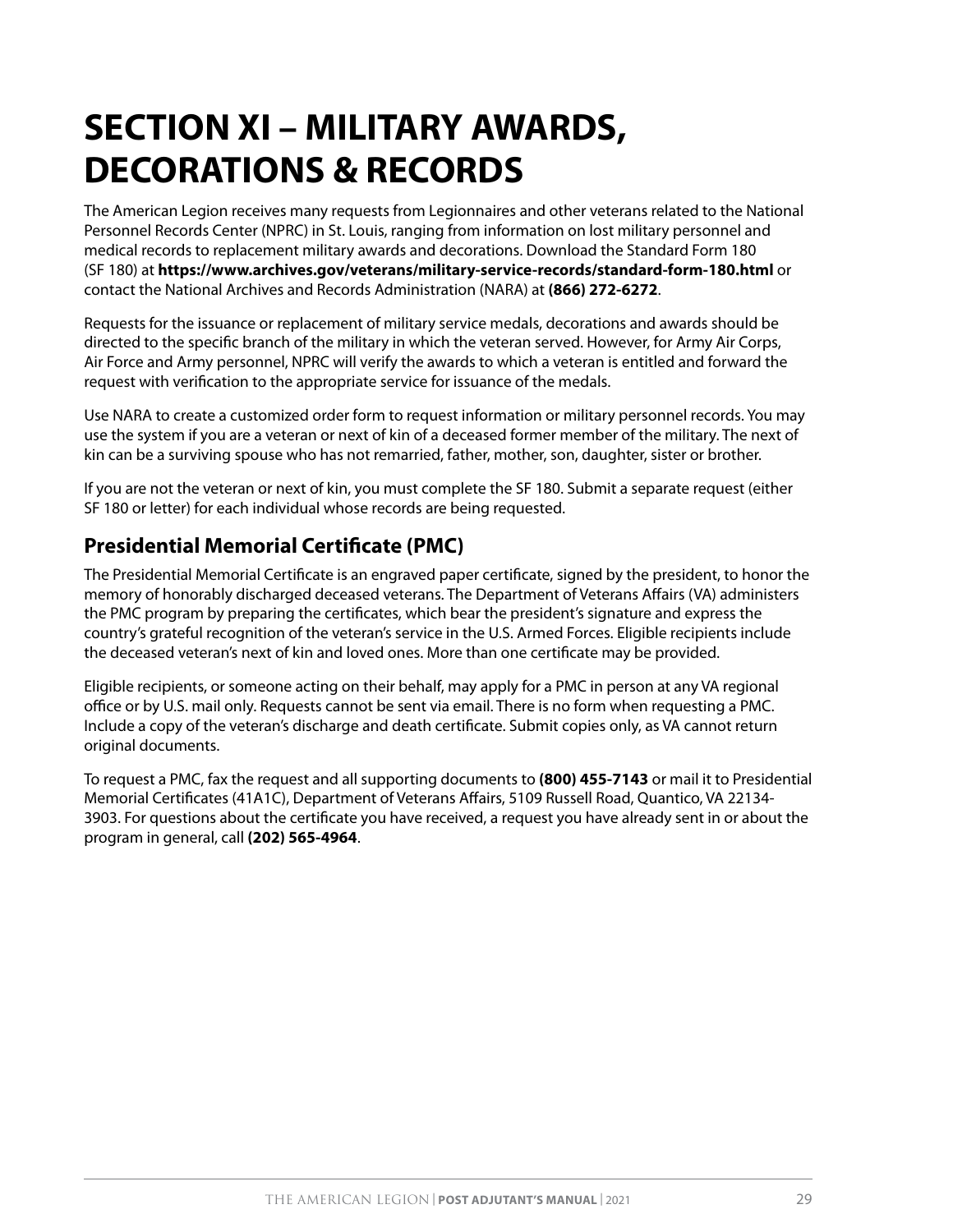# SECTION XI – MILITARY AWARDS, DECORATIONS & RECORDS

The American Legion receives many requests from Legionnaires and other veterans related to the National Personnel Records Center (NPRC) in St. Louis, ranging from information on lost military personnel and medical records to replacement military awards and decorations. Download the Standard Form 180 (SF 180) at **https://www.archives.gov/veterans/military-service-records/standard-form-180.html** or contact the National Archives and Records Administration (NARA) at **(866) 272-6272**.

Requests for the issuance or replacement of military service medals, decorations and awards should be directed to the specific branch of the military in which the veteran served. However, for Army Air Corps, Air Force and Army personnel, NPRC will verify the awards to which a veteran is entitled and forward the request with verification to the appropriate service for issuance of the medals.

Use NARA to create a customized order form to request information or military personnel records. You may use the system if you are a veteran or next of kin of a deceased former member of the military. The next of kin can be a surviving spouse who has not remarried, father, mother, son, daughter, sister or brother.

If you are not the veteran or next of kin, you must complete the SF 180. Submit a separate request (either SF 180 or letter) for each individual whose records are being requested.

## Presidential Memorial Certificate (PMC)

The Presidential Memorial Certificate is an engraved paper certificate, signed by the president, to honor the memory of honorably discharged deceased veterans. The Department of Veterans Affairs (VA) administers the PMC program by preparing the certificates, which bear the president's signature and express the country's grateful recognition of the veteran's service in the U.S. Armed Forces. Eligible recipients include the deceased veteran's next of kin and loved ones. More than one certificate may be provided.

Eligible recipients, or someone acting on their behalf, may apply for a PMC in person at any VA regional office or by U.S. mail only. Requests cannot be sent via email. There is no form when requesting a PMC. Include a copy of the veteran's discharge and death certificate. Submit copies only, as VA cannot return original documents.

To request a PMC, fax the request and all supporting documents to **(800) 455-7143** or mail it to Presidential Memorial Certificates (41A1C), Department of Veterans Affairs, 5109 Russell Road, Quantico, VA 22134-3903. For questions about the certificate you have received, a request you have already sent in or about the program in general, call **(202) 565-4964**.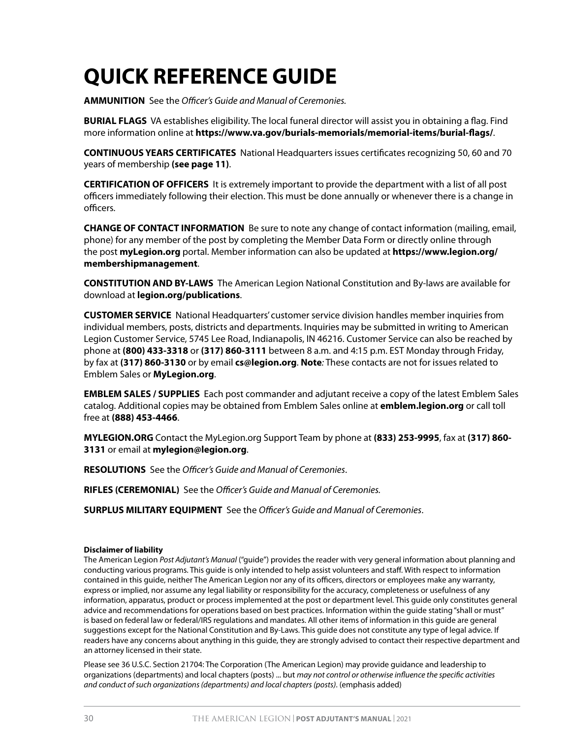# QUICK REFERENCE GUIDE

**AMMUNITION** See the *Officer's Guide and Manual of Ceremonies.*

**BURIAL FLAGS** VA establishes eligibility. The local funeral director will assist you in obtaining a flag. Find more information online at **https://www.va.gov/burials-memorials/memorial-items/burial-flags/**.

**CONTINUOUS YEARS CERTIFICATES** National Headquarters issues certificates recognizing 50, 60 and 70 years of membership **(see page 11)**.

**CERTIFICATION OF OFFICERS** It is extremely important to provide the department with a list of all post officers immediately following their election. This must be done annually or whenever there is a change in officers.

**CHANGE OF CONTACT INFORMATION** Be sure to note any change of contact information (mailing, email, phone) for any member of the post by completing the Member Data Form or directly online through the post **myLegion.org** portal. Member information can also be updated at **https://www.legion.org/membershipmanagement**.

**CONSTITUTION AND BY-LAWS** The American Legion National Constitution and By-laws are available for download at **legion.org/publications**.

**CUSTOMER SERVICE** National Headquarters' customer service division handles member inquiries from individual members, posts, districts and departments. Inquiries may be submitted in writing to American Legion Customer Service, 5745 Lee Road, Indianapolis, IN 46216. Customer Service can also be reached by phone at **(800) 433-3318** or **(317) 860-3111** between 8 a.m. and 4:15 p.m. EST Monday through Friday, by fax at **(317) 860-3130** or by email **cs@legion.org**. **Note***:* These contacts are not for issues related to Emblem Sales or **MyLegion.org**.

**EMBLEM SALES / SUPPLIES** Each post commander and adjutant receive a copy of the latest Emblem Sales catalog. Additional copies may be obtained from Emblem Sales online at **emblem.legion.org** or call toll free at **(888) 453-4466**.

**MYLEGION.ORG** Contact the MyLegion.org Support Team by phone at **(833) 253-9995**, fax at **(317) 860-3131** or email at **mylegion@legion.org**.

**RESOLUTIONS** See the *Officer's Guide and Manual of Ceremonies*.

**RIFLES (CEREMONIAL)** See the *Officer's Guide and Manual of Ceremonies.*

**SURPLUS MILITARY EQUIPMENT** See the *Officer's Guide and Manual of Ceremonies*.

**Disclaimer of liability**

The American Legion *Post Adjutant's Manual* ("guide") provides the reader with very general information about planning and conducting various programs. This guide is only intended to help assist volunteers and staff. With respect to information contained in this guide, neither The American Legion nor any of its officers, directors or employees make any warranty, express or implied, nor assume any legal liability or responsibility for the accuracy, completeness or usefulness of any information, apparatus, product or process implemented at the post or department level. This guide only constitutes general advice and recommendations for operations based on best practices. Information within the guide stating "shall or must" is based on federal law or federal/IRS regulations and mandates. All other items of information in this guide are general suggestions except for the National Constitution and By-Laws. This guide does not constitute any type of legal advice. If readers have any concerns about anything in this guide, they are strongly advised to contact their respective department and an attorney licensed in their state.

Please see 36 U.S.C. Section 21704: The Corporation (The American Legion) may provide guidance and leadership to organizations (departments) and local chapters (posts) ... but *may not control or otherwise influence the specific activities and conduct of such organizations (departments) and local chapters (posts)*. (emphasis added)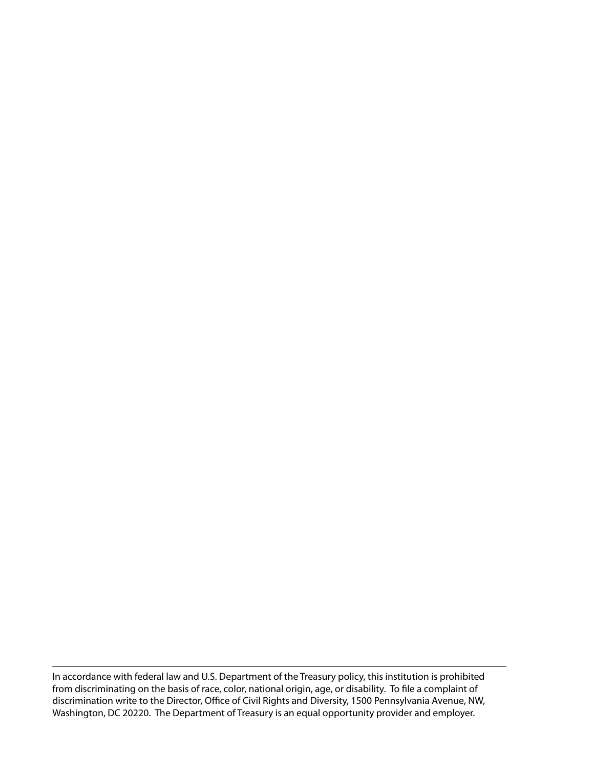---

In accordance with federal law and U.S. Department of the Treasury policy, this institution is prohibited from discriminating on the basis of race, color, national origin, age, or disability. To file a complaint of discrimination write to the Director, Office of Civil Rights and Diversity, 1500 Pennsylvania Avenue, NW, Washington, DC 20220. The Department of Treasury is an equal opportunity provider and employer.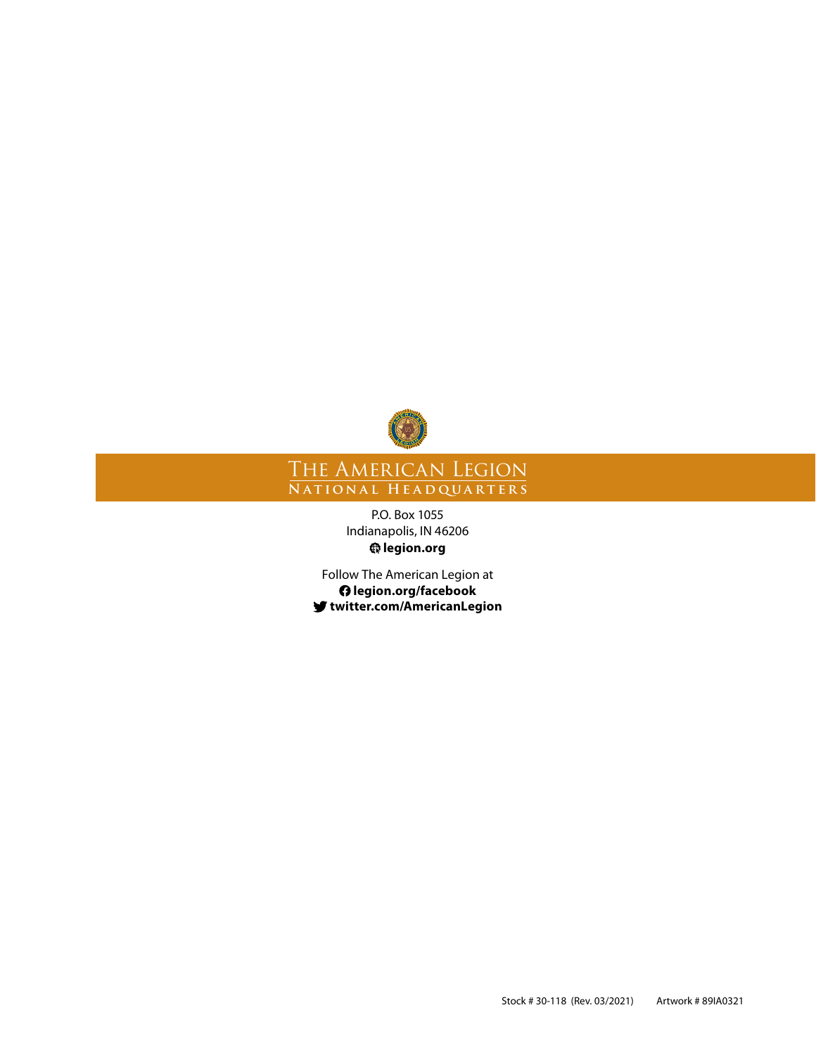# The American Legion
## National Headquarters

P.O. Box 1055
Indianapolis, IN 46206
**legion.org**

Follow The American Legion at
**legion.org/facebook**
**twitter.com/AmericanLegion**

Stock # 30-118 (Rev. 03/2021) Artwork # 89IA0321